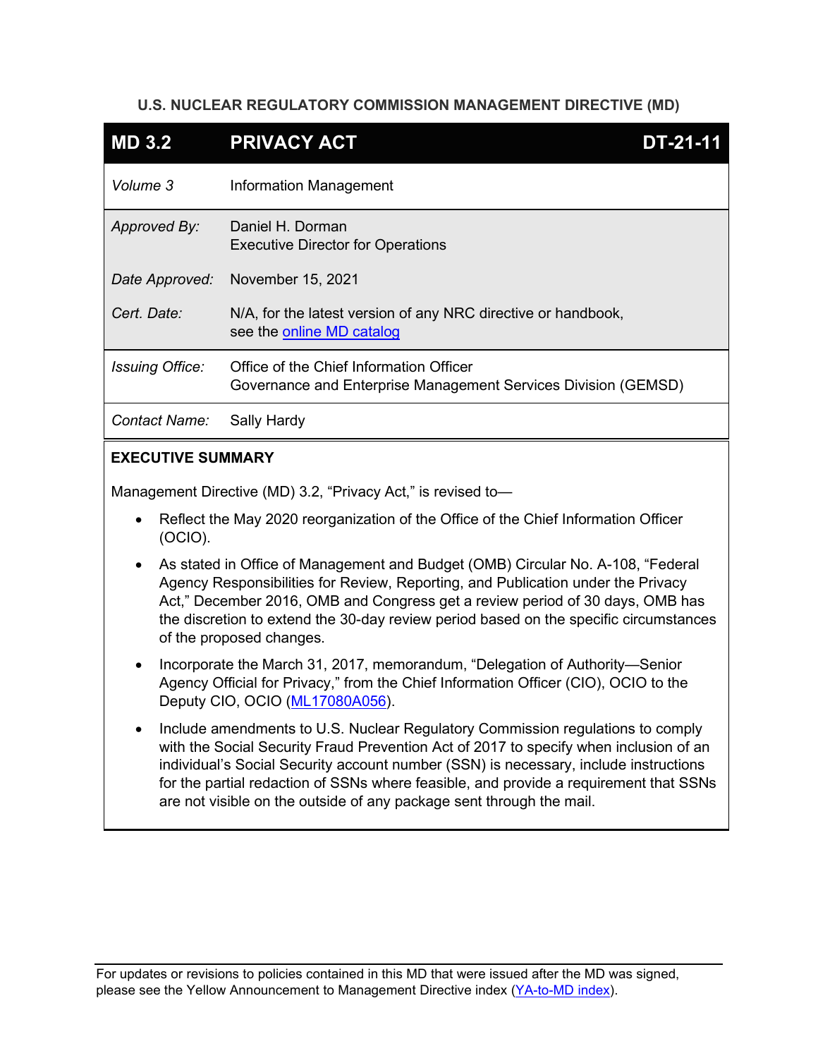**U.S. NUCLEAR REGULATORY COMMISSION MANAGEMENT DIRECTIVE (MD)**

| **MD 3.2** | **PRIVACY ACT** | **DT-21-11** |
| --- | --- | --- |
| *Volume 3* | Information Management | |
| *Approved By:* | Daniel H. Dorman<br>Executive Director for Operations | |
| *Date Approved:* | November 15, 2021 | |
| *Cert. Date:* | N/A, for the latest version of any NRC directive or handbook, see the online MD catalog | |
| *Issuing Office:* | Office of the Chief Information Officer<br>Governance and Enterprise Management Services Division (GEMSD) | |
| *Contact Name:* | Sally Hardy | |

## EXECUTIVE SUMMARY

Management Directive (MD) 3.2, "Privacy Act," is revised to—

- Reflect the May 2020 reorganization of the Office of the Chief Information Officer (OCIO).
- As stated in Office of Management and Budget (OMB) Circular No. A-108, "Federal Agency Responsibilities for Review, Reporting, and Publication under the Privacy Act," December 2016, OMB and Congress get a review period of 30 days, OMB has the discretion to extend the 30-day review period based on the specific circumstances of the proposed changes.
- Incorporate the March 31, 2017, memorandum, "Delegation of Authority—Senior Agency Official for Privacy," from the Chief Information Officer (CIO), OCIO to the Deputy CIO, OCIO (ML17080A056).
- Include amendments to U.S. Nuclear Regulatory Commission regulations to comply with the Social Security Fraud Prevention Act of 2017 to specify when inclusion of an individual's Social Security account number (SSN) is necessary, include instructions for the partial redaction of SSNs where feasible, and provide a requirement that SSNs are not visible on the outside of any package sent through the mail.

For updates or revisions to policies contained in this MD that were issued after the MD was signed, please see the Yellow Announcement to Management Directive index (YA-to-MD index).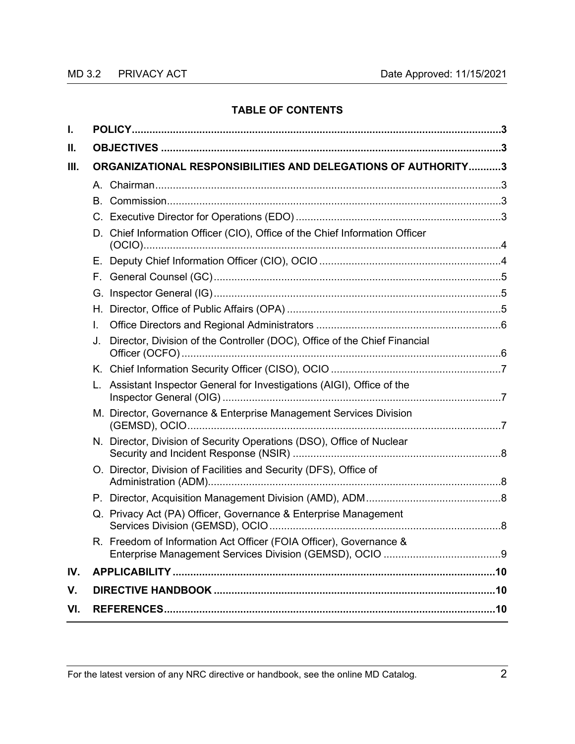## TABLE OF CONTENTS

**I. POLICY** ..... 3

**II. OBJECTIVES** ..... 3

**III. ORGANIZATIONAL RESPONSIBILITIES AND DELEGATIONS OF AUTHORITY** ..... 3

- A. Chairman ..... 3
- B. Commission ..... 3
- C. Executive Director for Operations (EDO) ..... 3
- D. Chief Information Officer (CIO), Office of the Chief Information Officer (OCIO) ..... 4
- E. Deputy Chief Information Officer (CIO), OCIO ..... 4
- F. General Counsel (GC) ..... 5
- G. Inspector General (IG) ..... 5
- H. Director, Office of Public Affairs (OPA) ..... 5
- I. Office Directors and Regional Administrators ..... 6
- J. Director, Division of the Controller (DOC), Office of the Chief Financial Officer (OCFO) ..... 6
- K. Chief Information Security Officer (CISO), OCIO ..... 7
- L. Assistant Inspector General for Investigations (AIGI), Office of the Inspector General (OIG) ..... 7
- M. Director, Governance & Enterprise Management Services Division (GEMSD), OCIO ..... 7
- N. Director, Division of Security Operations (DSO), Office of Nuclear Security and Incident Response (NSIR) ..... 8
- O. Director, Division of Facilities and Security (DFS), Office of Administration (ADM) ..... 8
- P. Director, Acquisition Management Division (AMD), ADM ..... 8
- Q. Privacy Act (PA) Officer, Governance & Enterprise Management Services Division (GEMSD), OCIO ..... 8
- R. Freedom of Information Act Officer (FOIA Officer), Governance & Enterprise Management Services Division (GEMSD), OCIO ..... 9

**IV. APPLICABILITY** ..... 10

**V. DIRECTIVE HANDBOOK** ..... 10

**VI. REFERENCES** ..... 10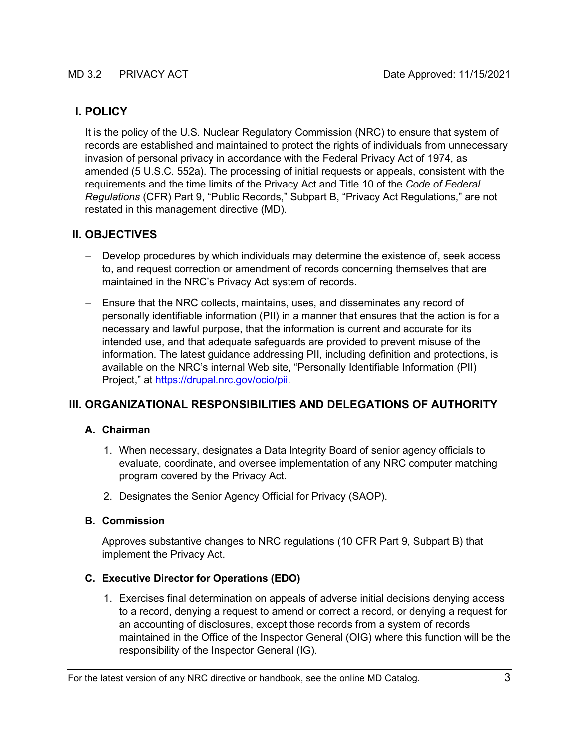## I. POLICY

It is the policy of the U.S. Nuclear Regulatory Commission (NRC) to ensure that system of records are established and maintained to protect the rights of individuals from unnecessary invasion of personal privacy in accordance with the Federal Privacy Act of 1974, as amended (5 U.S.C. 552a). The processing of initial requests or appeals, consistent with the requirements and the time limits of the Privacy Act and Title 10 of the *Code of Federal Regulations* (CFR) Part 9, "Public Records," Subpart B, "Privacy Act Regulations," are not restated in this management directive (MD).

## II. OBJECTIVES

- Develop procedures by which individuals may determine the existence of, seek access to, and request correction or amendment of records concerning themselves that are maintained in the NRC's Privacy Act system of records.
- Ensure that the NRC collects, maintains, uses, and disseminates any record of personally identifiable information (PII) in a manner that ensures that the action is for a necessary and lawful purpose, that the information is current and accurate for its intended use, and that adequate safeguards are provided to prevent misuse of the information. The latest guidance addressing PII, including definition and protections, is available on the NRC's internal Web site, "Personally Identifiable Information (PII) Project," at https://drupal.nrc.gov/ocio/pii.

## III. ORGANIZATIONAL RESPONSIBILITIES AND DELEGATIONS OF AUTHORITY

### A. Chairman

1. When necessary, designates a Data Integrity Board of senior agency officials to evaluate, coordinate, and oversee implementation of any NRC computer matching program covered by the Privacy Act.
2. Designates the Senior Agency Official for Privacy (SAOP).

### B. Commission

Approves substantive changes to NRC regulations (10 CFR Part 9, Subpart B) that implement the Privacy Act.

### C. Executive Director for Operations (EDO)

1. Exercises final determination on appeals of adverse initial decisions denying access to a record, denying a request to amend or correct a record, or denying a request for an accounting of disclosures, except those records from a system of records maintained in the Office of the Inspector General (OIG) where this function will be the responsibility of the Inspector General (IG).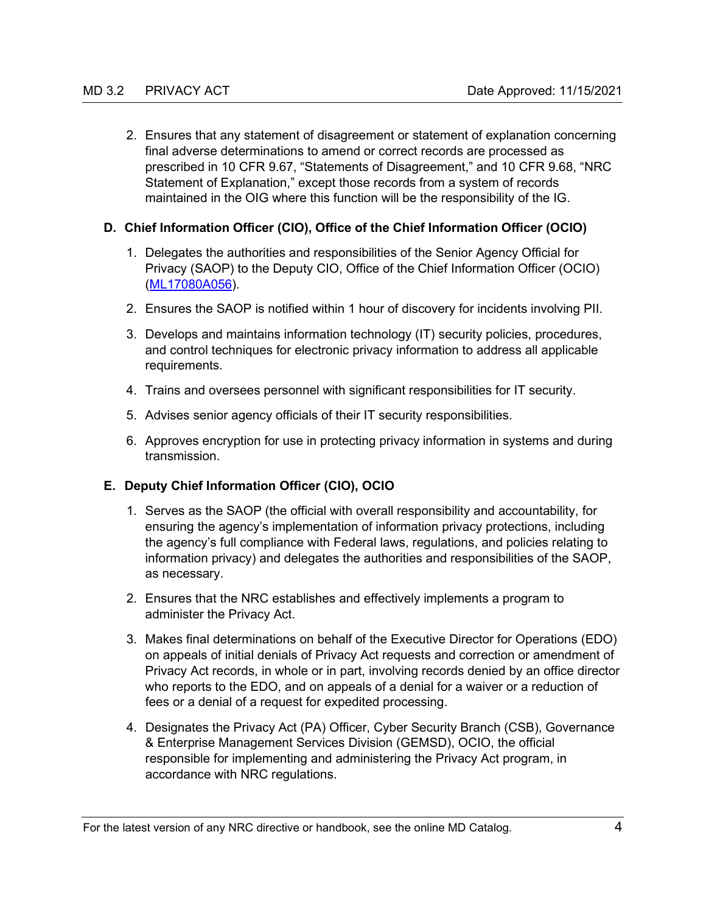2. Ensures that any statement of disagreement or statement of explanation concerning final adverse determinations to amend or correct records are processed as prescribed in 10 CFR 9.67, "Statements of Disagreement," and 10 CFR 9.68, "NRC Statement of Explanation," except those records from a system of records maintained in the OIG where this function will be the responsibility of the IG.

**D. Chief Information Officer (CIO), Office of the Chief Information Officer (OCIO)**

1. Delegates the authorities and responsibilities of the Senior Agency Official for Privacy (SAOP) to the Deputy CIO, Office of the Chief Information Officer (OCIO) (ML17080A056).
2. Ensures the SAOP is notified within 1 hour of discovery for incidents involving PII.
3. Develops and maintains information technology (IT) security policies, procedures, and control techniques for electronic privacy information to address all applicable requirements.
4. Trains and oversees personnel with significant responsibilities for IT security.
5. Advises senior agency officials of their IT security responsibilities.
6. Approves encryption for use in protecting privacy information in systems and during transmission.

**E. Deputy Chief Information Officer (CIO), OCIO**

1. Serves as the SAOP (the official with overall responsibility and accountability, for ensuring the agency's implementation of information privacy protections, including the agency's full compliance with Federal laws, regulations, and policies relating to information privacy) and delegates the authorities and responsibilities of the SAOP, as necessary.
2. Ensures that the NRC establishes and effectively implements a program to administer the Privacy Act.
3. Makes final determinations on behalf of the Executive Director for Operations (EDO) on appeals of initial denials of Privacy Act requests and correction or amendment of Privacy Act records, in whole or in part, involving records denied by an office director who reports to the EDO, and on appeals of a denial for a waiver or a reduction of fees or a denial of a request for expedited processing.
4. Designates the Privacy Act (PA) Officer, Cyber Security Branch (CSB), Governance & Enterprise Management Services Division (GEMSD), OCIO, the official responsible for implementing and administering the Privacy Act program, in accordance with NRC regulations.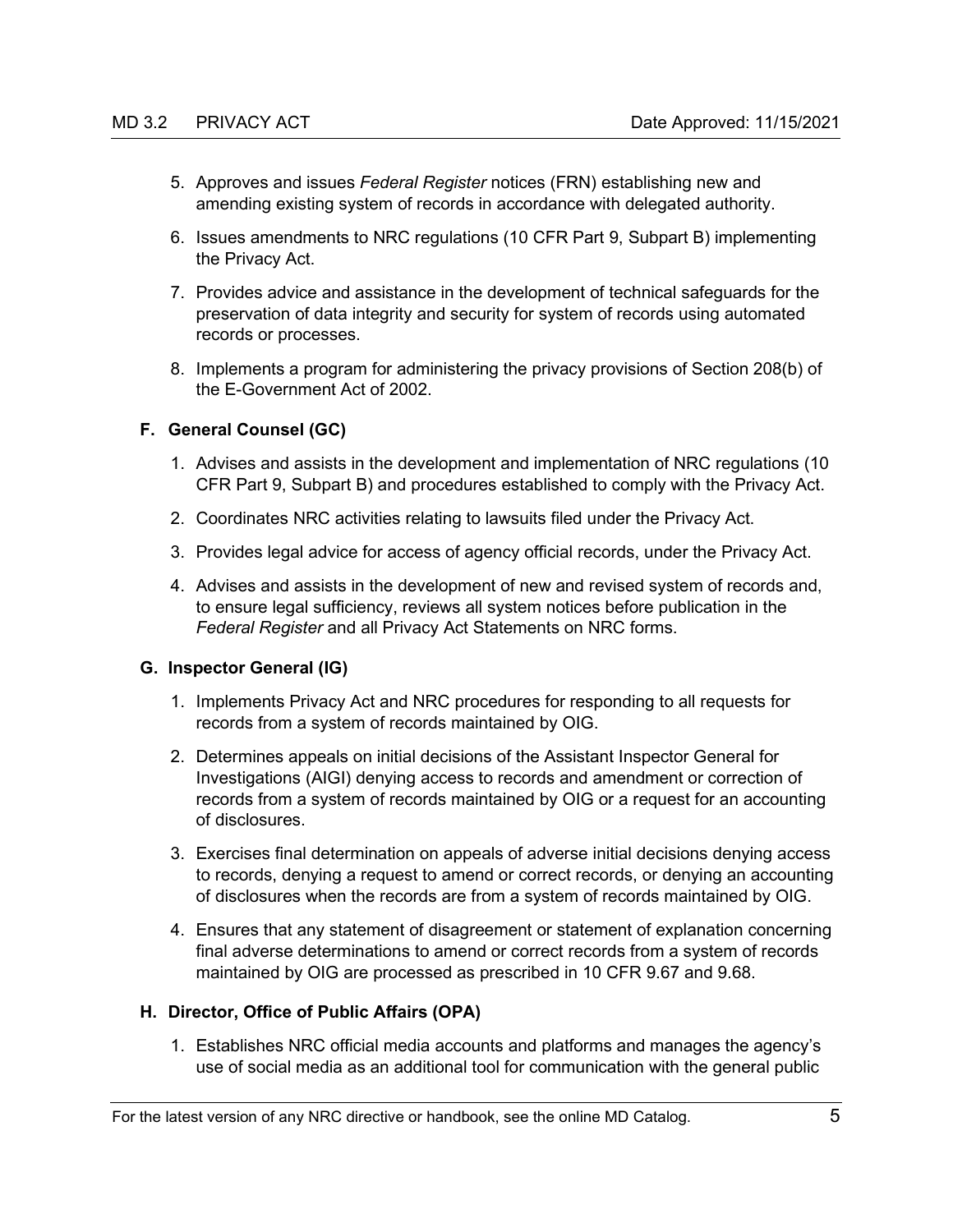5. Approves and issues *Federal Register* notices (FRN) establishing new and amending existing system of records in accordance with delegated authority.

6. Issues amendments to NRC regulations (10 CFR Part 9, Subpart B) implementing the Privacy Act.

7. Provides advice and assistance in the development of technical safeguards for the preservation of data integrity and security for system of records using automated records or processes.

8. Implements a program for administering the privacy provisions of Section 208(b) of the E-Government Act of 2002.

### F. General Counsel (GC)

1. Advises and assists in the development and implementation of NRC regulations (10 CFR Part 9, Subpart B) and procedures established to comply with the Privacy Act.

2. Coordinates NRC activities relating to lawsuits filed under the Privacy Act.

3. Provides legal advice for access of agency official records, under the Privacy Act.

4. Advises and assists in the development of new and revised system of records and, to ensure legal sufficiency, reviews all system notices before publication in the *Federal Register* and all Privacy Act Statements on NRC forms.

### G. Inspector General (IG)

1. Implements Privacy Act and NRC procedures for responding to all requests for records from a system of records maintained by OIG.

2. Determines appeals on initial decisions of the Assistant Inspector General for Investigations (AIGI) denying access to records and amendment or correction of records from a system of records maintained by OIG or a request for an accounting of disclosures.

3. Exercises final determination on appeals of adverse initial decisions denying access to records, denying a request to amend or correct records, or denying an accounting of disclosures when the records are from a system of records maintained by OIG.

4. Ensures that any statement of disagreement or statement of explanation concerning final adverse determinations to amend or correct records from a system of records maintained by OIG are processed as prescribed in 10 CFR 9.67 and 9.68.

### H. Director, Office of Public Affairs (OPA)

1. Establishes NRC official media accounts and platforms and manages the agency's use of social media as an additional tool for communication with the general public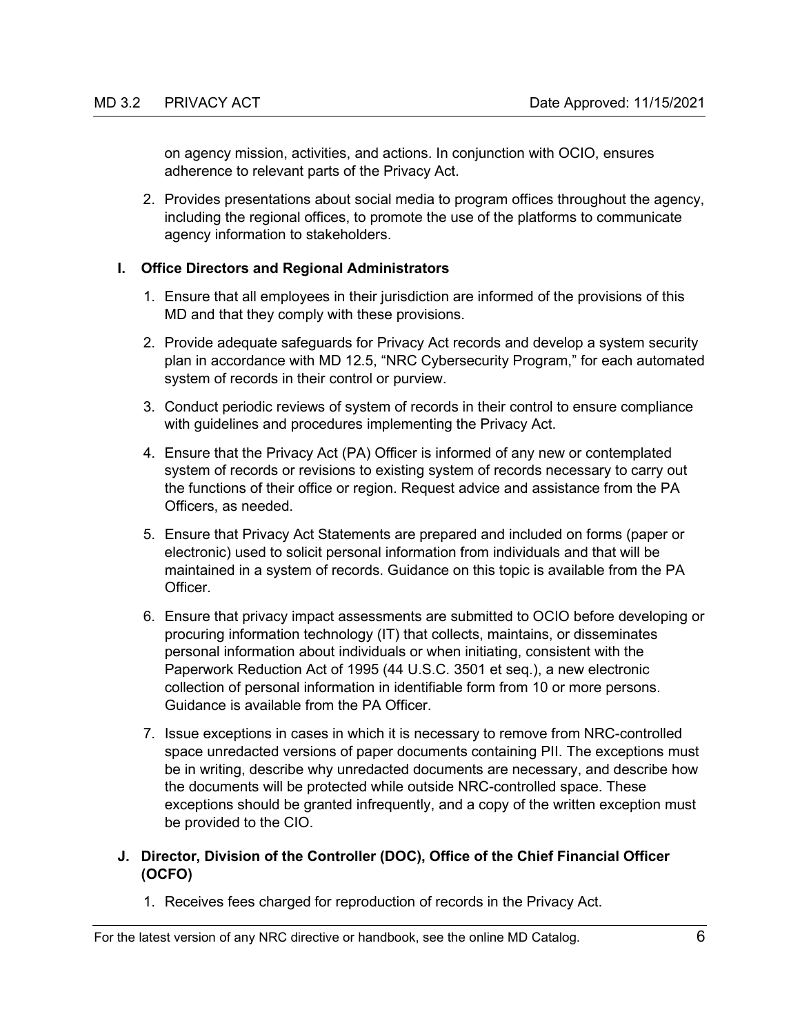on agency mission, activities, and actions. In conjunction with OCIO, ensures adherence to relevant parts of the Privacy Act.

2. Provides presentations about social media to program offices throughout the agency, including the regional offices, to promote the use of the platforms to communicate agency information to stakeholders.

### I. Office Directors and Regional Administrators

1. Ensure that all employees in their jurisdiction are informed of the provisions of this MD and that they comply with these provisions.

2. Provide adequate safeguards for Privacy Act records and develop a system security plan in accordance with MD 12.5, "NRC Cybersecurity Program," for each automated system of records in their control or purview.

3. Conduct periodic reviews of system of records in their control to ensure compliance with guidelines and procedures implementing the Privacy Act.

4. Ensure that the Privacy Act (PA) Officer is informed of any new or contemplated system of records or revisions to existing system of records necessary to carry out the functions of their office or region. Request advice and assistance from the PA Officers, as needed.

5. Ensure that Privacy Act Statements are prepared and included on forms (paper or electronic) used to solicit personal information from individuals and that will be maintained in a system of records. Guidance on this topic is available from the PA Officer.

6. Ensure that privacy impact assessments are submitted to OCIO before developing or procuring information technology (IT) that collects, maintains, or disseminates personal information about individuals or when initiating, consistent with the Paperwork Reduction Act of 1995 (44 U.S.C. 3501 et seq.), a new electronic collection of personal information in identifiable form from 10 or more persons. Guidance is available from the PA Officer.

7. Issue exceptions in cases in which it is necessary to remove from NRC-controlled space unredacted versions of paper documents containing PII. The exceptions must be in writing, describe why unredacted documents are necessary, and describe how the documents will be protected while outside NRC-controlled space. These exceptions should be granted infrequently, and a copy of the written exception must be provided to the CIO.

### J. Director, Division of the Controller (DOC), Office of the Chief Financial Officer (OCFO)

1. Receives fees charged for reproduction of records in the Privacy Act.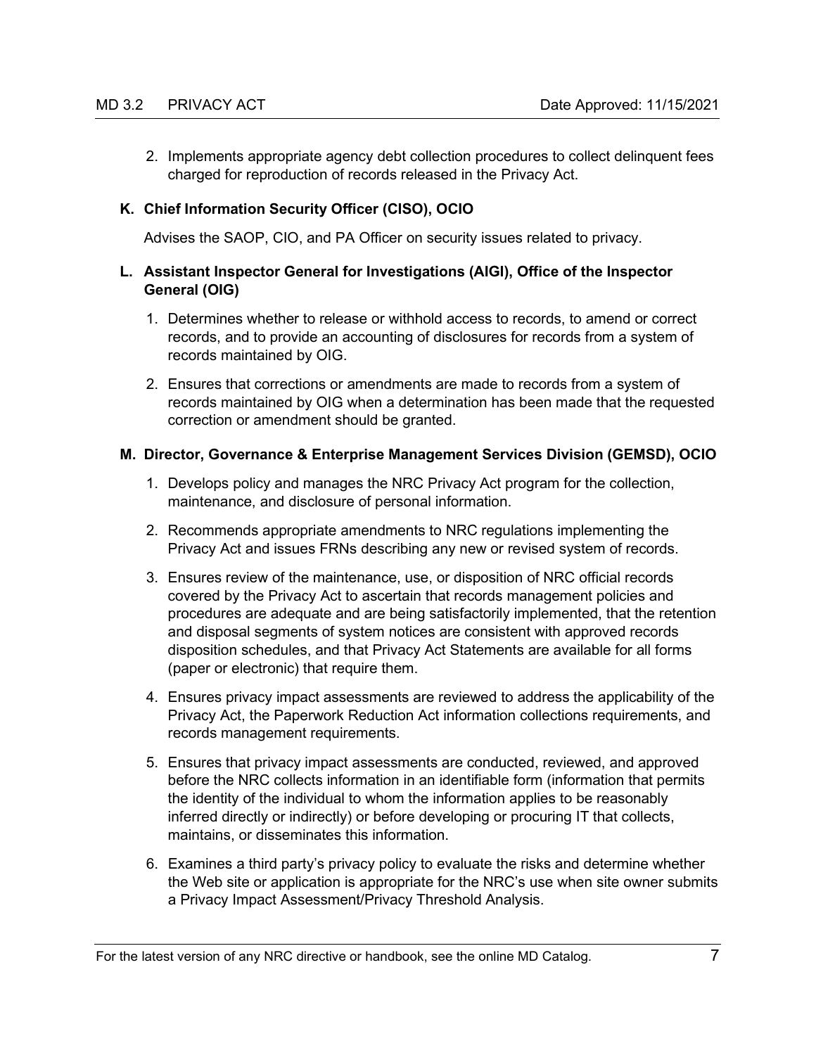2. Implements appropriate agency debt collection procedures to collect delinquent fees charged for reproduction of records released in the Privacy Act.

### K. Chief Information Security Officer (CISO), OCIO

Advises the SAOP, CIO, and PA Officer on security issues related to privacy.

### L. Assistant Inspector General for Investigations (AIGI), Office of the Inspector General (OIG)

1. Determines whether to release or withhold access to records, to amend or correct records, and to provide an accounting of disclosures for records from a system of records maintained by OIG.

2. Ensures that corrections or amendments are made to records from a system of records maintained by OIG when a determination has been made that the requested correction or amendment should be granted.

### M. Director, Governance & Enterprise Management Services Division (GEMSD), OCIO

1. Develops policy and manages the NRC Privacy Act program for the collection, maintenance, and disclosure of personal information.

2. Recommends appropriate amendments to NRC regulations implementing the Privacy Act and issues FRNs describing any new or revised system of records.

3. Ensures review of the maintenance, use, or disposition of NRC official records covered by the Privacy Act to ascertain that records management policies and procedures are adequate and are being satisfactorily implemented, that the retention and disposal segments of system notices are consistent with approved records disposition schedules, and that Privacy Act Statements are available for all forms (paper or electronic) that require them.

4. Ensures privacy impact assessments are reviewed to address the applicability of the Privacy Act, the Paperwork Reduction Act information collections requirements, and records management requirements.

5. Ensures that privacy impact assessments are conducted, reviewed, and approved before the NRC collects information in an identifiable form (information that permits the identity of the individual to whom the information applies to be reasonably inferred directly or indirectly) or before developing or procuring IT that collects, maintains, or disseminates this information.

6. Examines a third party's privacy policy to evaluate the risks and determine whether the Web site or application is appropriate for the NRC's use when site owner submits a Privacy Impact Assessment/Privacy Threshold Analysis.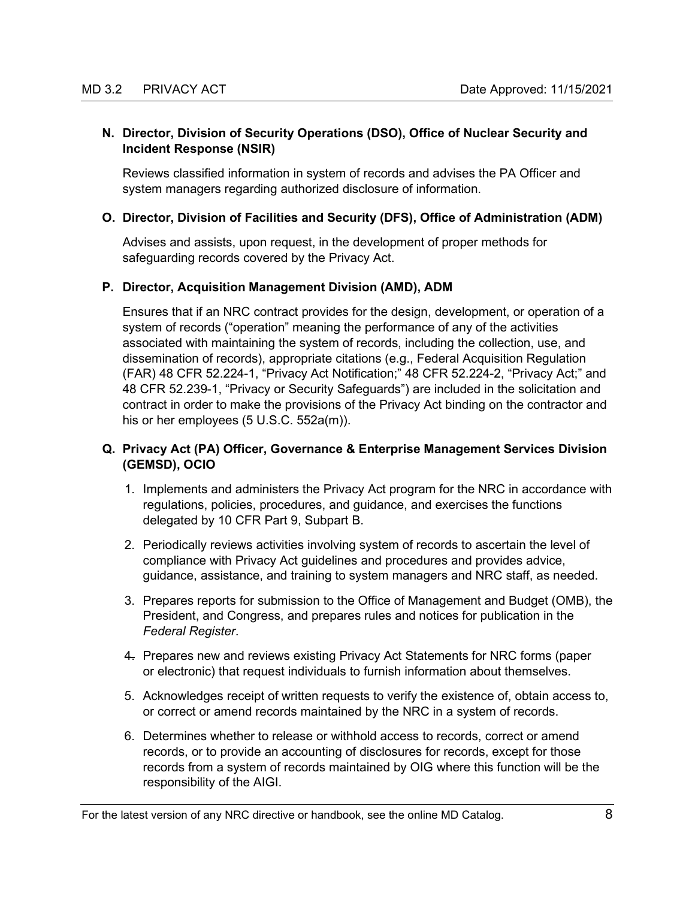**N. Director, Division of Security Operations (DSO), Office of Nuclear Security and Incident Response (NSIR)**

Reviews classified information in system of records and advises the PA Officer and system managers regarding authorized disclosure of information.

**O. Director, Division of Facilities and Security (DFS), Office of Administration (ADM)**

Advises and assists, upon request, in the development of proper methods for safeguarding records covered by the Privacy Act.

**P. Director, Acquisition Management Division (AMD), ADM**

Ensures that if an NRC contract provides for the design, development, or operation of a system of records ("operation" meaning the performance of any of the activities associated with maintaining the system of records, including the collection, use, and dissemination of records), appropriate citations (e.g., Federal Acquisition Regulation (FAR) 48 CFR 52.224-1, "Privacy Act Notification;" 48 CFR 52.224-2, "Privacy Act;" and 48 CFR 52.239-1, "Privacy or Security Safeguards") are included in the solicitation and contract in order to make the provisions of the Privacy Act binding on the contractor and his or her employees (5 U.S.C. 552a(m)).

**Q. Privacy Act (PA) Officer, Governance & Enterprise Management Services Division (GEMSD), OCIO**

1. Implements and administers the Privacy Act program for the NRC in accordance with regulations, policies, procedures, and guidance, and exercises the functions delegated by 10 CFR Part 9, Subpart B.
2. Periodically reviews activities involving system of records to ascertain the level of compliance with Privacy Act guidelines and procedures and provides advice, guidance, assistance, and training to system managers and NRC staff, as needed.
3. Prepares reports for submission to the Office of Management and Budget (OMB), the President, and Congress, and prepares rules and notices for publication in the *Federal Register*.
4. Prepares new and reviews existing Privacy Act Statements for NRC forms (paper or electronic) that request individuals to furnish information about themselves.
5. Acknowledges receipt of written requests to verify the existence of, obtain access to, or correct or amend records maintained by the NRC in a system of records.
6. Determines whether to release or withhold access to records, correct or amend records, or to provide an accounting of disclosures for records, except for those records from a system of records maintained by OIG where this function will be the responsibility of the AIGI.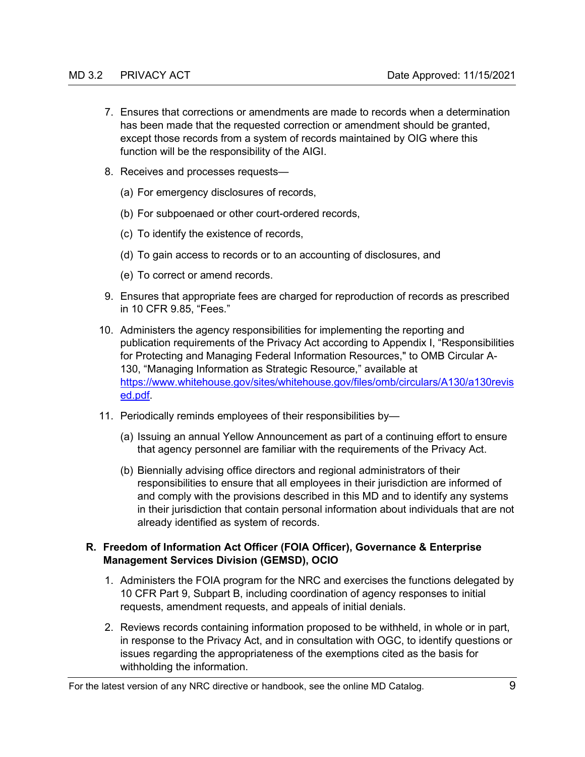7. Ensures that corrections or amendments are made to records when a determination has been made that the requested correction or amendment should be granted, except those records from a system of records maintained by OIG where this function will be the responsibility of the AIGI.

8. Receives and processes requests—

   (a) For emergency disclosures of records,

   (b) For subpoenaed or other court-ordered records,

   (c) To identify the existence of records,

   (d) To gain access to records or to an accounting of disclosures, and

   (e) To correct or amend records.

9. Ensures that appropriate fees are charged for reproduction of records as prescribed in 10 CFR 9.85, "Fees."

10. Administers the agency responsibilities for implementing the reporting and publication requirements of the Privacy Act according to Appendix I, "Responsibilities for Protecting and Managing Federal Information Resources," to OMB Circular A-130, "Managing Information as Strategic Resource," available at https://www.whitehouse.gov/sites/whitehouse.gov/files/omb/circulars/A130/a130revised.pdf.

11. Periodically reminds employees of their responsibilities by—

    (a) Issuing an annual Yellow Announcement as part of a continuing effort to ensure that agency personnel are familiar with the requirements of the Privacy Act.

    (b) Biennially advising office directors and regional administrators of their responsibilities to ensure that all employees in their jurisdiction are informed of and comply with the provisions described in this MD and to identify any systems in their jurisdiction that contain personal information about individuals that are not already identified as system of records.

**R. Freedom of Information Act Officer (FOIA Officer), Governance & Enterprise Management Services Division (GEMSD), OCIO**

1. Administers the FOIA program for the NRC and exercises the functions delegated by 10 CFR Part 9, Subpart B, including coordination of agency responses to initial requests, amendment requests, and appeals of initial denials.

2. Reviews records containing information proposed to be withheld, in whole or in part, in response to the Privacy Act, and in consultation with OGC, to identify questions or issues regarding the appropriateness of the exemptions cited as the basis for withholding the information.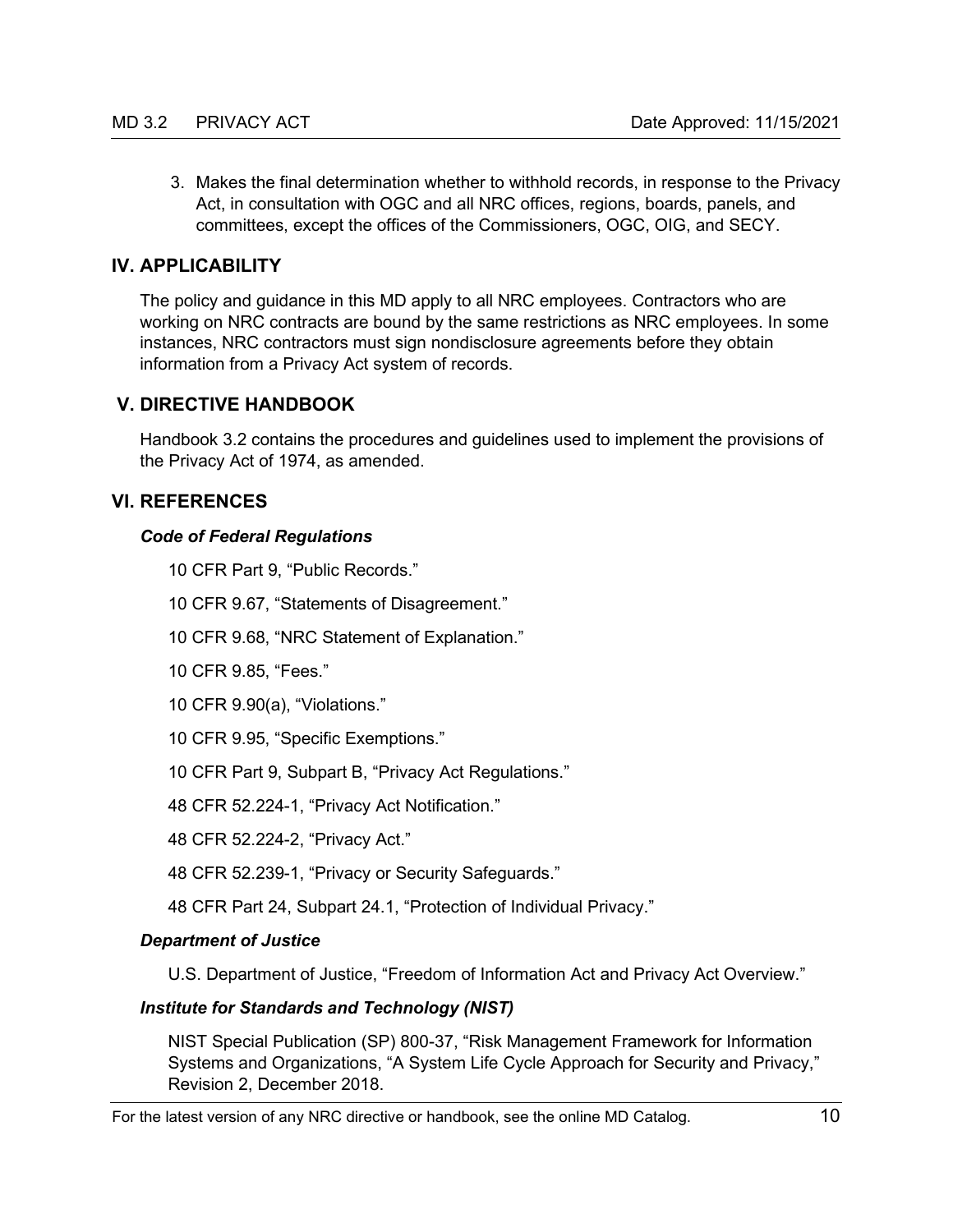3. Makes the final determination whether to withhold records, in response to the Privacy Act, in consultation with OGC and all NRC offices, regions, boards, panels, and committees, except the offices of the Commissioners, OGC, OIG, and SECY.

## IV. APPLICABILITY

The policy and guidance in this MD apply to all NRC employees. Contractors who are working on NRC contracts are bound by the same restrictions as NRC employees. In some instances, NRC contractors must sign nondisclosure agreements before they obtain information from a Privacy Act system of records.

## V. DIRECTIVE HANDBOOK

Handbook 3.2 contains the procedures and guidelines used to implement the provisions of the Privacy Act of 1974, as amended.

## VI. REFERENCES

***Code of Federal Regulations***

10 CFR Part 9, "Public Records."

10 CFR 9.67, "Statements of Disagreement."

10 CFR 9.68, "NRC Statement of Explanation."

10 CFR 9.85, "Fees."

10 CFR 9.90(a), "Violations."

10 CFR 9.95, "Specific Exemptions."

10 CFR Part 9, Subpart B, "Privacy Act Regulations."

48 CFR 52.224-1, "Privacy Act Notification."

48 CFR 52.224-2, "Privacy Act."

48 CFR 52.239-1, "Privacy or Security Safeguards."

48 CFR Part 24, Subpart 24.1, "Protection of Individual Privacy."

***Department of Justice***

U.S. Department of Justice, "Freedom of Information Act and Privacy Act Overview."

***Institute for Standards and Technology (NIST)***

NIST Special Publication (SP) 800-37, "Risk Management Framework for Information Systems and Organizations, "A System Life Cycle Approach for Security and Privacy," Revision 2, December 2018.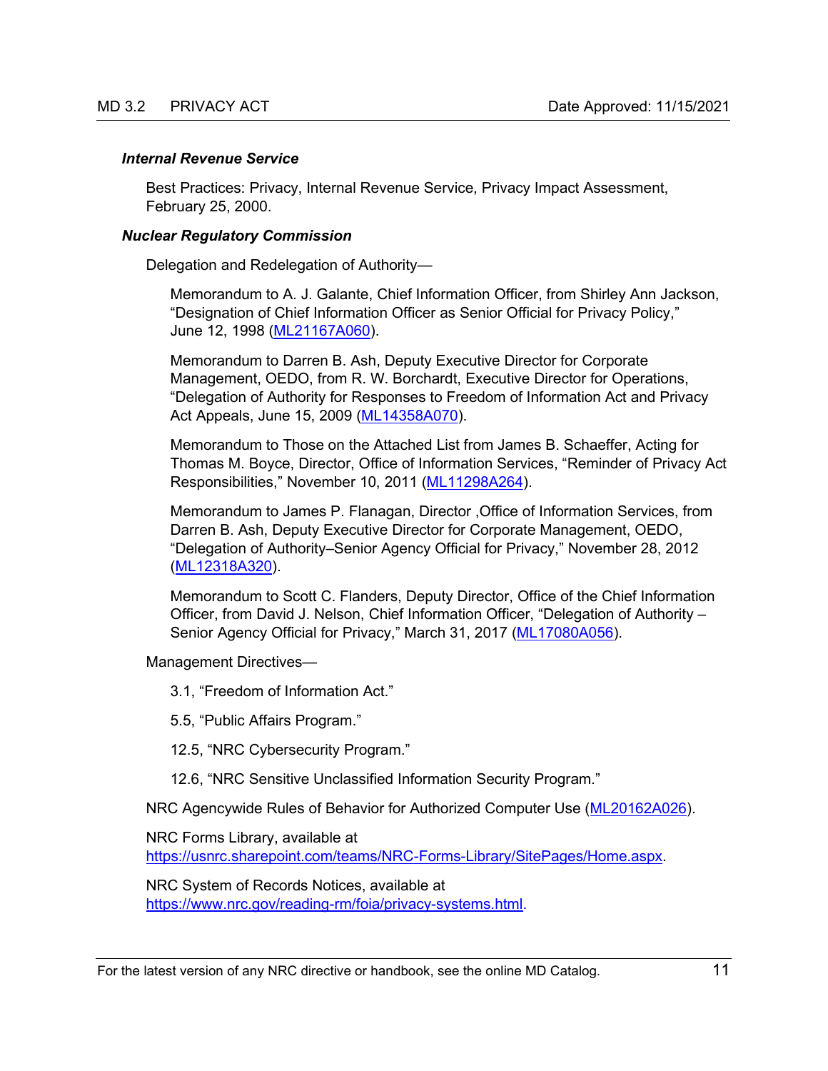***Internal Revenue Service***

Best Practices: Privacy, Internal Revenue Service, Privacy Impact Assessment, February 25, 2000.

***Nuclear Regulatory Commission***

Delegation and Redelegation of Authority—

Memorandum to A. J. Galante, Chief Information Officer, from Shirley Ann Jackson, “Designation of Chief Information Officer as Senior Official for Privacy Policy,” June 12, 1998 (ML21167A060).

Memorandum to Darren B. Ash, Deputy Executive Director for Corporate Management, OEDO, from R. W. Borchardt, Executive Director for Operations, “Delegation of Authority for Responses to Freedom of Information Act and Privacy Act Appeals, June 15, 2009 (ML14358A070).

Memorandum to Those on the Attached List from James B. Schaeffer, Acting for Thomas M. Boyce, Director, Office of Information Services, “Reminder of Privacy Act Responsibilities,” November 10, 2011 (ML11298A264).

Memorandum to James P. Flanagan, Director ,Office of Information Services, from Darren B. Ash, Deputy Executive Director for Corporate Management, OEDO, “Delegation of Authority–Senior Agency Official for Privacy,” November 28, 2012 (ML12318A320).

Memorandum to Scott C. Flanders, Deputy Director, Office of the Chief Information Officer, from David J. Nelson, Chief Information Officer, “Delegation of Authority – Senior Agency Official for Privacy,” March 31, 2017 (ML17080A056).

Management Directives—

3.1, “Freedom of Information Act.”

5.5, “Public Affairs Program.”

12.5, “NRC Cybersecurity Program.”

12.6, “NRC Sensitive Unclassified Information Security Program.”

NRC Agencywide Rules of Behavior for Authorized Computer Use (ML20162A026).

NRC Forms Library, available at https://usnrc.sharepoint.com/teams/NRC-Forms-Library/SitePages/Home.aspx.

NRC System of Records Notices, available at https://www.nrc.gov/reading-rm/foia/privacy-systems.html.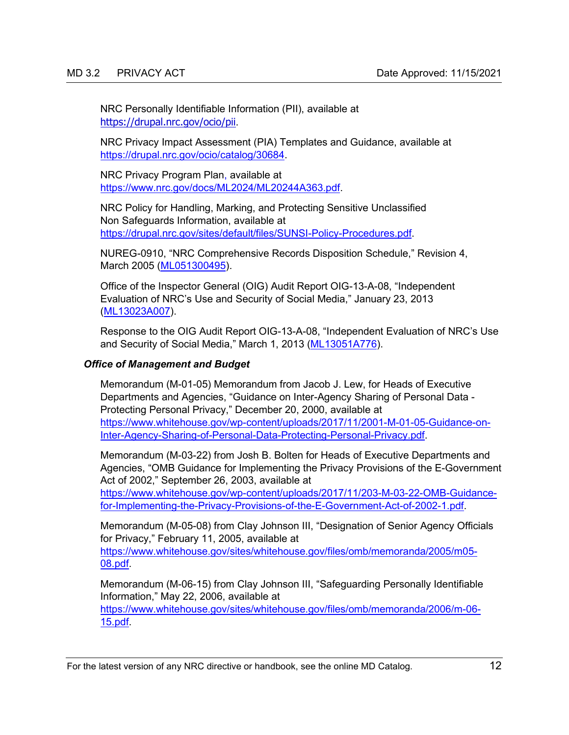NRC Personally Identifiable Information (PII), available at https://drupal.nrc.gov/ocio/pii.

NRC Privacy Impact Assessment (PIA) Templates and Guidance, available at https://drupal.nrc.gov/ocio/catalog/30684.

NRC Privacy Program Plan, available at https://www.nrc.gov/docs/ML2024/ML20244A363.pdf.

NRC Policy for Handling, Marking, and Protecting Sensitive Unclassified Non Safeguards Information, available at https://drupal.nrc.gov/sites/default/files/SUNSI-Policy-Procedures.pdf.

NUREG-0910, "NRC Comprehensive Records Disposition Schedule," Revision 4, March 2005 (ML051300495).

Office of the Inspector General (OIG) Audit Report OIG-13-A-08, "Independent Evaluation of NRC's Use and Security of Social Media," January 23, 2013 (ML13023A007).

Response to the OIG Audit Report OIG-13-A-08, "Independent Evaluation of NRC's Use and Security of Social Media," March 1, 2013 (ML13051A776).

***Office of Management and Budget***

Memorandum (M-01-05) Memorandum from Jacob J. Lew, for Heads of Executive Departments and Agencies, "Guidance on Inter-Agency Sharing of Personal Data - Protecting Personal Privacy," December 20, 2000, available at https://www.whitehouse.gov/wp-content/uploads/2017/11/2001-M-01-05-Guidance-on-Inter-Agency-Sharing-of-Personal-Data-Protecting-Personal-Privacy.pdf.

Memorandum (M-03-22) from Josh B. Bolten for Heads of Executive Departments and Agencies, "OMB Guidance for Implementing the Privacy Provisions of the E-Government Act of 2002," September 26, 2003, available at https://www.whitehouse.gov/wp-content/uploads/2017/11/203-M-03-22-OMB-Guidance-for-Implementing-the-Privacy-Provisions-of-the-E-Government-Act-of-2002-1.pdf.

Memorandum (M-05-08) from Clay Johnson III, "Designation of Senior Agency Officials for Privacy," February 11, 2005, available at https://www.whitehouse.gov/sites/whitehouse.gov/files/omb/memoranda/2005/m05-08.pdf.

Memorandum (M-06-15) from Clay Johnson III, "Safeguarding Personally Identifiable Information," May 22, 2006, available at https://www.whitehouse.gov/sites/whitehouse.gov/files/omb/memoranda/2006/m-06-15.pdf.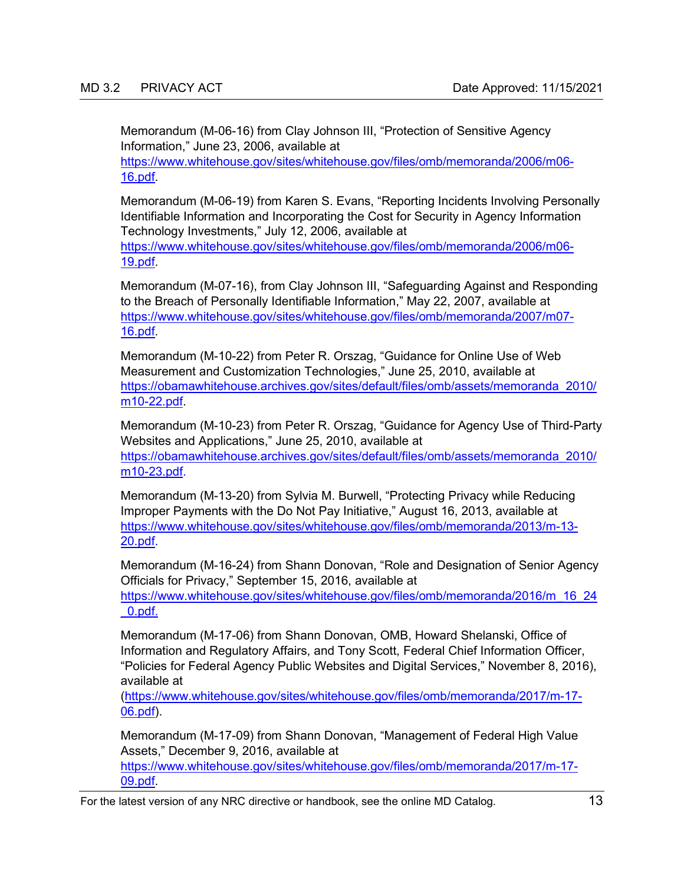Memorandum (M-06-16) from Clay Johnson III, "Protection of Sensitive Agency Information," June 23, 2006, available at https://www.whitehouse.gov/sites/whitehouse.gov/files/omb/memoranda/2006/m06-16.pdf.

Memorandum (M-06-19) from Karen S. Evans, "Reporting Incidents Involving Personally Identifiable Information and Incorporating the Cost for Security in Agency Information Technology Investments," July 12, 2006, available at https://www.whitehouse.gov/sites/whitehouse.gov/files/omb/memoranda/2006/m06-19.pdf.

Memorandum (M-07-16), from Clay Johnson III, "Safeguarding Against and Responding to the Breach of Personally Identifiable Information," May 22, 2007, available at https://www.whitehouse.gov/sites/whitehouse.gov/files/omb/memoranda/2007/m07-16.pdf.

Memorandum (M-10-22) from Peter R. Orszag, "Guidance for Online Use of Web Measurement and Customization Technologies," June 25, 2010, available at https://obamawhitehouse.archives.gov/sites/default/files/omb/assets/memoranda_2010/m10-22.pdf.

Memorandum (M-10-23) from Peter R. Orszag, "Guidance for Agency Use of Third-Party Websites and Applications," June 25, 2010, available at https://obamawhitehouse.archives.gov/sites/default/files/omb/assets/memoranda_2010/m10-23.pdf.

Memorandum (M-13-20) from Sylvia M. Burwell, "Protecting Privacy while Reducing Improper Payments with the Do Not Pay Initiative," August 16, 2013, available at https://www.whitehouse.gov/sites/whitehouse.gov/files/omb/memoranda/2013/m-13-20.pdf.

Memorandum (M-16-24) from Shann Donovan, "Role and Designation of Senior Agency Officials for Privacy," September 15, 2016, available at https://www.whitehouse.gov/sites/whitehouse.gov/files/omb/memoranda/2016/m_16_24_0.pdf.

Memorandum (M-17-06) from Shann Donovan, OMB, Howard Shelanski, Office of Information and Regulatory Affairs, and Tony Scott, Federal Chief Information Officer, "Policies for Federal Agency Public Websites and Digital Services," November 8, 2016), available at (https://www.whitehouse.gov/sites/whitehouse.gov/files/omb/memoranda/2017/m-17-06.pdf).

Memorandum (M-17-09) from Shann Donovan, "Management of Federal High Value Assets," December 9, 2016, available at https://www.whitehouse.gov/sites/whitehouse.gov/files/omb/memoranda/2017/m-17-09.pdf.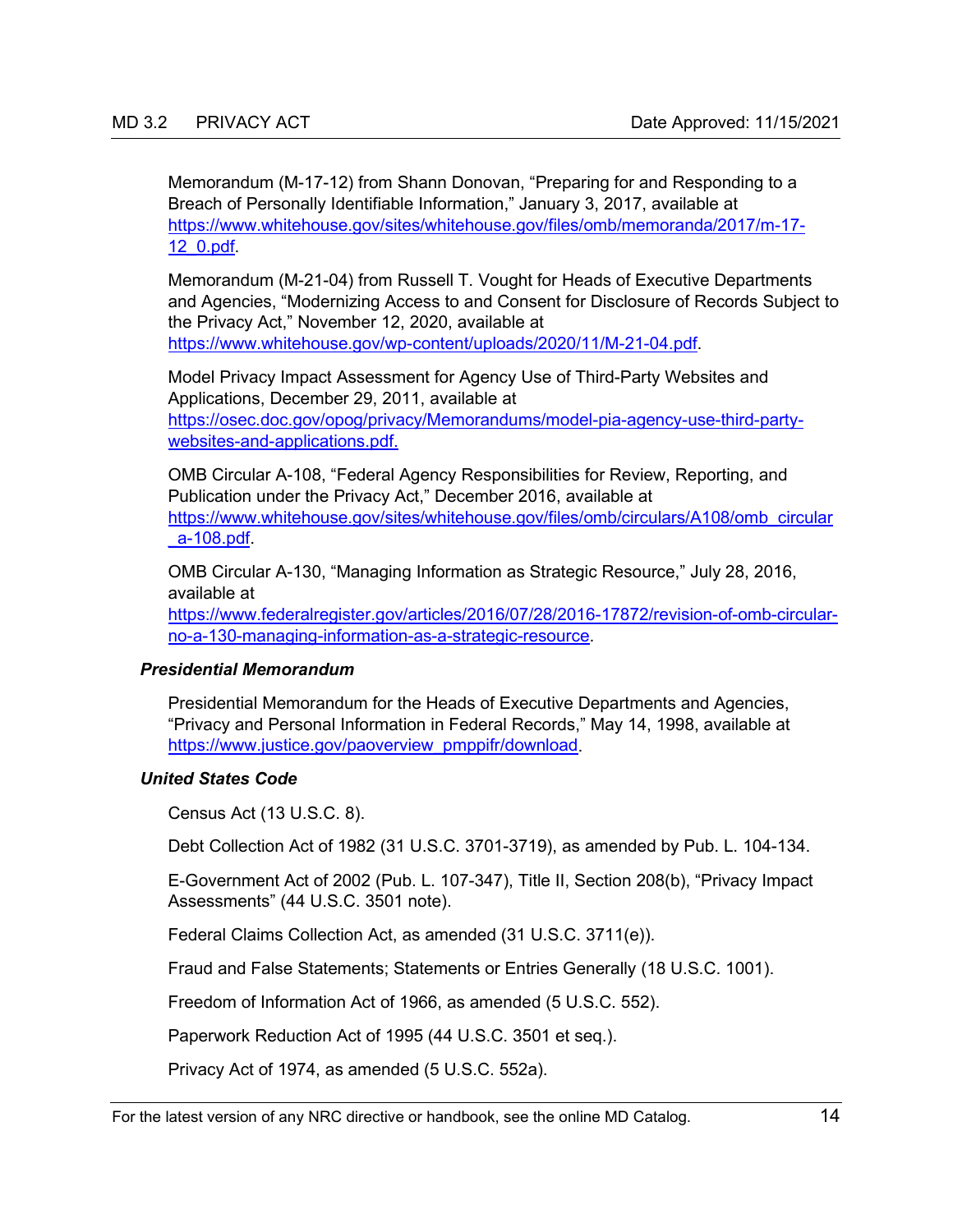Memorandum (M-17-12) from Shann Donovan, “Preparing for and Responding to a Breach of Personally Identifiable Information,” January 3, 2017, available at https://www.whitehouse.gov/sites/whitehouse.gov/files/omb/memoranda/2017/m-17-12_0.pdf.

Memorandum (M-21-04) from Russell T. Vought for Heads of Executive Departments and Agencies, “Modernizing Access to and Consent for Disclosure of Records Subject to the Privacy Act,” November 12, 2020, available at https://www.whitehouse.gov/wp-content/uploads/2020/11/M-21-04.pdf.

Model Privacy Impact Assessment for Agency Use of Third-Party Websites and Applications, December 29, 2011, available at https://osec.doc.gov/opog/privacy/Memorandums/model-pia-agency-use-third-party-websites-and-applications.pdf.

OMB Circular A-108, “Federal Agency Responsibilities for Review, Reporting, and Publication under the Privacy Act,” December 2016, available at https://www.whitehouse.gov/sites/whitehouse.gov/files/omb/circulars/A108/omb_circular_a-108.pdf.

OMB Circular A-130, “Managing Information as Strategic Resource,” July 28, 2016, available at https://www.federalregister.gov/articles/2016/07/28/2016-17872/revision-of-omb-circular-no-a-130-managing-information-as-a-strategic-resource.

***Presidential Memorandum***

Presidential Memorandum for the Heads of Executive Departments and Agencies, “Privacy and Personal Information in Federal Records,” May 14, 1998, available at https://www.justice.gov/paoverview_pmppifr/download.

***United States Code***

Census Act (13 U.S.C. 8).

Debt Collection Act of 1982 (31 U.S.C. 3701-3719), as amended by Pub. L. 104-134.

E-Government Act of 2002 (Pub. L. 107-347), Title II, Section 208(b), “Privacy Impact Assessments” (44 U.S.C. 3501 note).

Federal Claims Collection Act, as amended (31 U.S.C. 3711(e)).

Fraud and False Statements; Statements or Entries Generally (18 U.S.C. 1001).

Freedom of Information Act of 1966, as amended (5 U.S.C. 552).

Paperwork Reduction Act of 1995 (44 U.S.C. 3501 et seq.).

Privacy Act of 1974, as amended (5 U.S.C. 552a).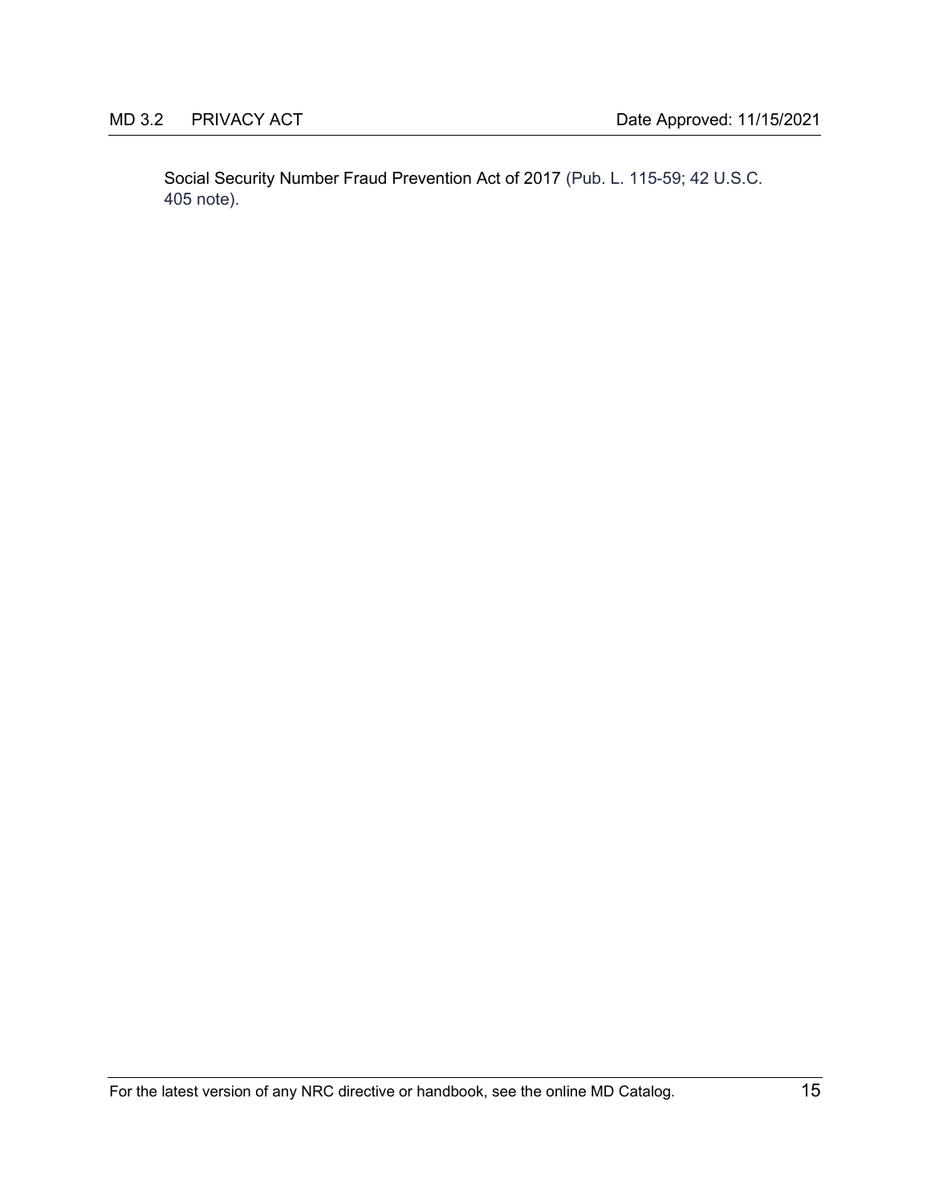Social Security Number Fraud Prevention Act of 2017 (Pub. L. 115-59; 42 U.S.C. 405 note).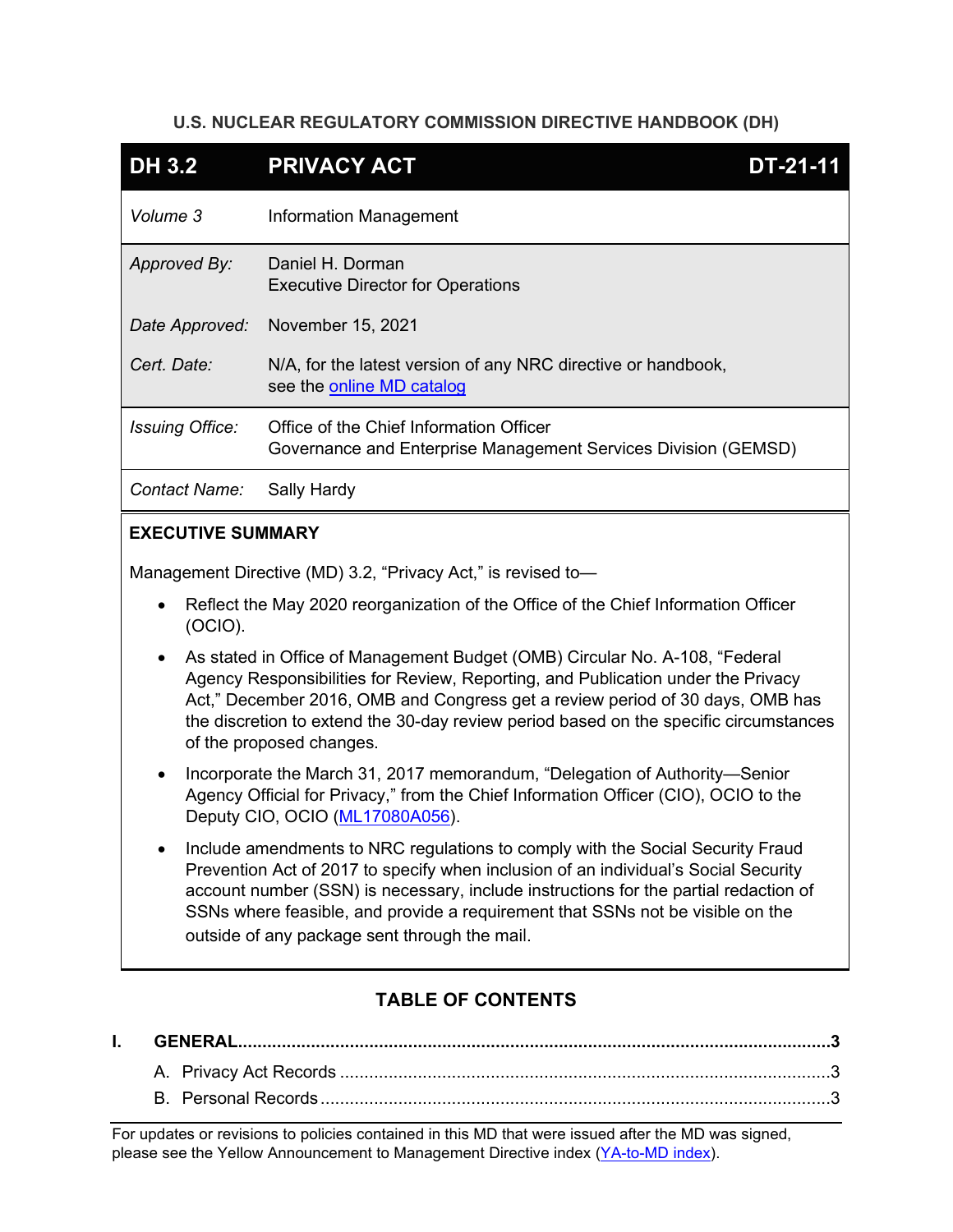**U.S. NUCLEAR REGULATORY COMMISSION DIRECTIVE HANDBOOK (DH)**

| DH 3.2 | PRIVACY ACT | DT-21-11 |
|---|---|---|
| *Volume 3* | Information Management | |
| *Approved By:* | Daniel H. Dorman<br>Executive Director for Operations | |
| *Date Approved:* | November 15, 2021 | |
| *Cert. Date:* | N/A, for the latest version of any NRC directive or handbook, see the online MD catalog | |
| *Issuing Office:* | Office of the Chief Information Officer<br>Governance and Enterprise Management Services Division (GEMSD) | |
| *Contact Name:* | Sally Hardy | |

**EXECUTIVE SUMMARY**

Management Directive (MD) 3.2, "Privacy Act," is revised to—

- Reflect the May 2020 reorganization of the Office of the Chief Information Officer (OCIO).
- As stated in Office of Management Budget (OMB) Circular No. A-108, "Federal Agency Responsibilities for Review, Reporting, and Publication under the Privacy Act," December 2016, OMB and Congress get a review period of 30 days, OMB has the discretion to extend the 30-day review period based on the specific circumstances of the proposed changes.
- Incorporate the March 31, 2017 memorandum, "Delegation of Authority—Senior Agency Official for Privacy," from the Chief Information Officer (CIO), OCIO to the Deputy CIO, OCIO (ML17080A056).
- Include amendments to NRC regulations to comply with the Social Security Fraud Prevention Act of 2017 to specify when inclusion of an individual's Social Security account number (SSN) is necessary, include instructions for the partial redaction of SSNs where feasible, and provide a requirement that SSNs not be visible on the outside of any package sent through the mail.

## TABLE OF CONTENTS

**I. GENERAL** ........ 3

A. Privacy Act Records ........ 3

B. Personal Records ........ 3

For updates or revisions to policies contained in this MD that were issued after the MD was signed, please see the Yellow Announcement to Management Directive index (YA-to-MD index).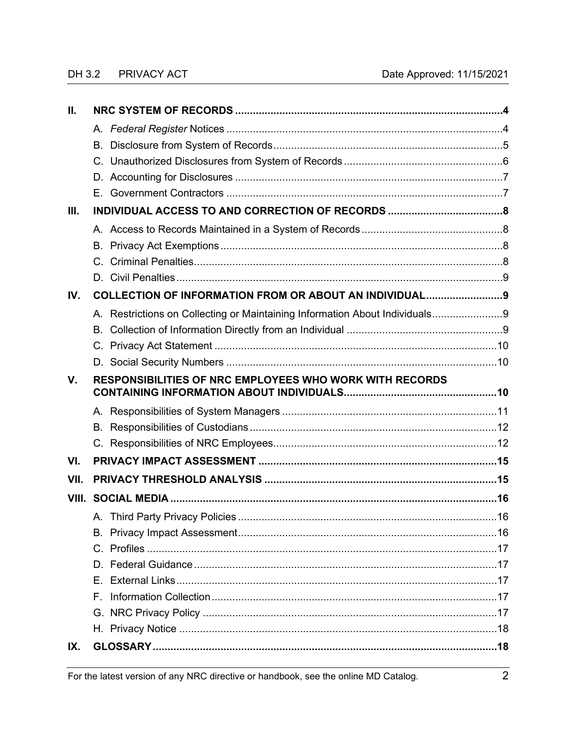| | | |
|---|---|---|
| **II.** | **NRC SYSTEM OF RECORDS** | **4** |
| | A. *Federal Register* Notices | 4 |
| | B. Disclosure from System of Records | 5 |
| | C. Unauthorized Disclosures from System of Records | 6 |
| | D. Accounting for Disclosures | 7 |
| | E. Government Contractors | 7 |
| **III.** | **INDIVIDUAL ACCESS TO AND CORRECTION OF RECORDS** | **8** |
| | A. Access to Records Maintained in a System of Records | 8 |
| | B. Privacy Act Exemptions | 8 |
| | C. Criminal Penalties | 8 |
| | D. Civil Penalties | 9 |
| **IV.** | **COLLECTION OF INFORMATION FROM OR ABOUT AN INDIVIDUAL** | **9** |
| | A. Restrictions on Collecting or Maintaining Information About Individuals | 9 |
| | B. Collection of Information Directly from an Individual | 9 |
| | C. Privacy Act Statement | 10 |
| | D. Social Security Numbers | 10 |
| **V.** | **RESPONSIBILITIES OF NRC EMPLOYEES WHO WORK WITH RECORDS CONTAINING INFORMATION ABOUT INDIVIDUALS** | **10** |
| | A. Responsibilities of System Managers | 11 |
| | B. Responsibilities of Custodians | 12 |
| | C. Responsibilities of NRC Employees | 12 |
| **VI.** | **PRIVACY IMPACT ASSESSMENT** | **15** |
| **VII.** | **PRIVACY THRESHOLD ANALYSIS** | **15** |
| **VIII.** | **SOCIAL MEDIA** | **16** |
| | A. Third Party Privacy Policies | 16 |
| | B. Privacy Impact Assessment | 16 |
| | C. Profiles | 17 |
| | D. Federal Guidance | 17 |
| | E. External Links | 17 |
| | F. Information Collection | 17 |
| | G. NRC Privacy Policy | 17 |
| | H. Privacy Notice | 18 |
| **IX.** | **GLOSSARY** | **18** |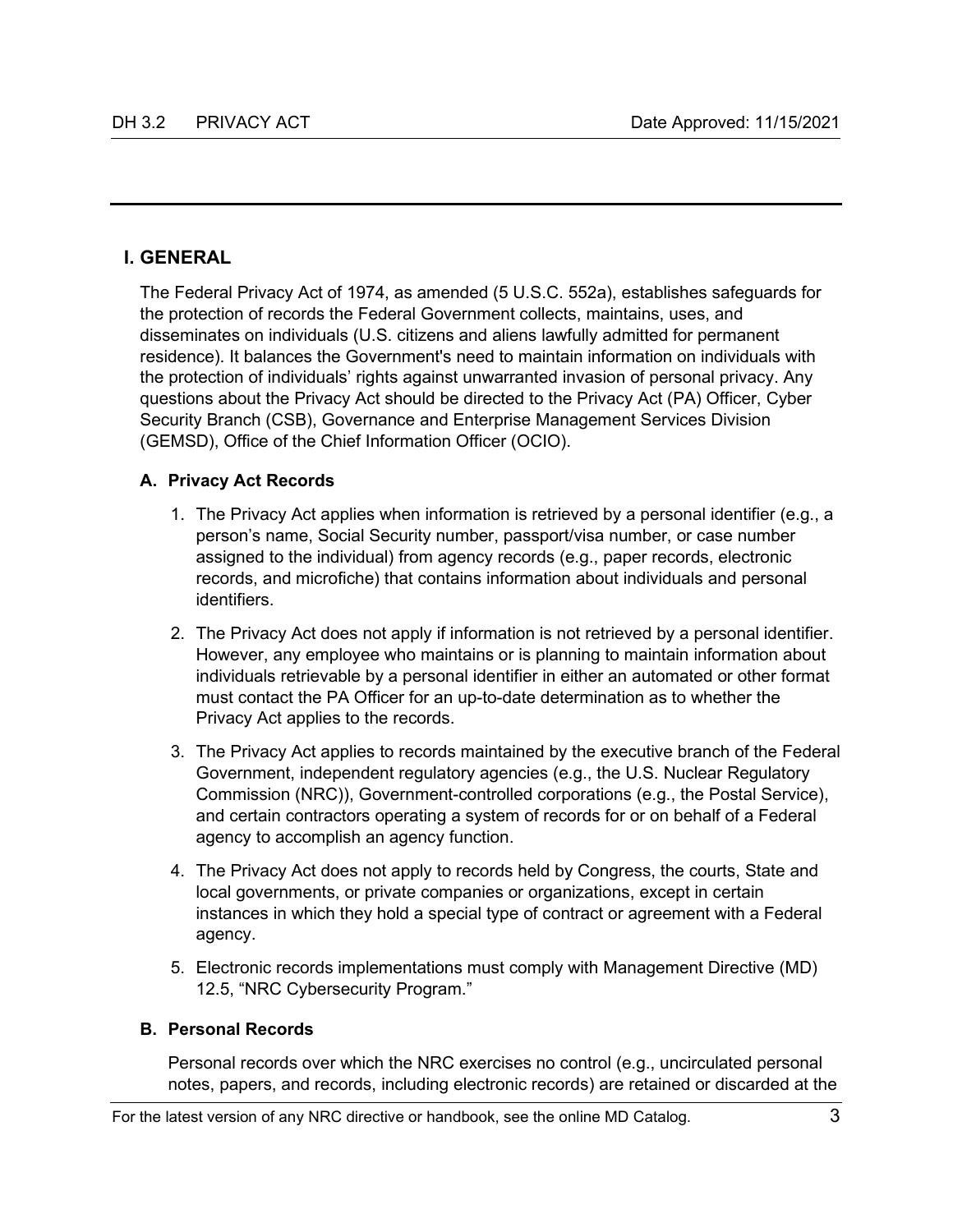## I. GENERAL

The Federal Privacy Act of 1974, as amended (5 U.S.C. 552a), establishes safeguards for the protection of records the Federal Government collects, maintains, uses, and disseminates on individuals (U.S. citizens and aliens lawfully admitted for permanent residence). It balances the Government's need to maintain information on individuals with the protection of individuals' rights against unwarranted invasion of personal privacy. Any questions about the Privacy Act should be directed to the Privacy Act (PA) Officer, Cyber Security Branch (CSB), Governance and Enterprise Management Services Division (GEMSD), Office of the Chief Information Officer (OCIO).

### A. Privacy Act Records

1. The Privacy Act applies when information is retrieved by a personal identifier (e.g., a person's name, Social Security number, passport/visa number, or case number assigned to the individual) from agency records (e.g., paper records, electronic records, and microfiche) that contains information about individuals and personal identifiers.
2. The Privacy Act does not apply if information is not retrieved by a personal identifier. However, any employee who maintains or is planning to maintain information about individuals retrievable by a personal identifier in either an automated or other format must contact the PA Officer for an up-to-date determination as to whether the Privacy Act applies to the records.
3. The Privacy Act applies to records maintained by the executive branch of the Federal Government, independent regulatory agencies (e.g., the U.S. Nuclear Regulatory Commission (NRC)), Government-controlled corporations (e.g., the Postal Service), and certain contractors operating a system of records for or on behalf of a Federal agency to accomplish an agency function.
4. The Privacy Act does not apply to records held by Congress, the courts, State and local governments, or private companies or organizations, except in certain instances in which they hold a special type of contract or agreement with a Federal agency.
5. Electronic records implementations must comply with Management Directive (MD) 12.5, "NRC Cybersecurity Program."

### B. Personal Records

Personal records over which the NRC exercises no control (e.g., uncirculated personal notes, papers, and records, including electronic records) are retained or discarded at the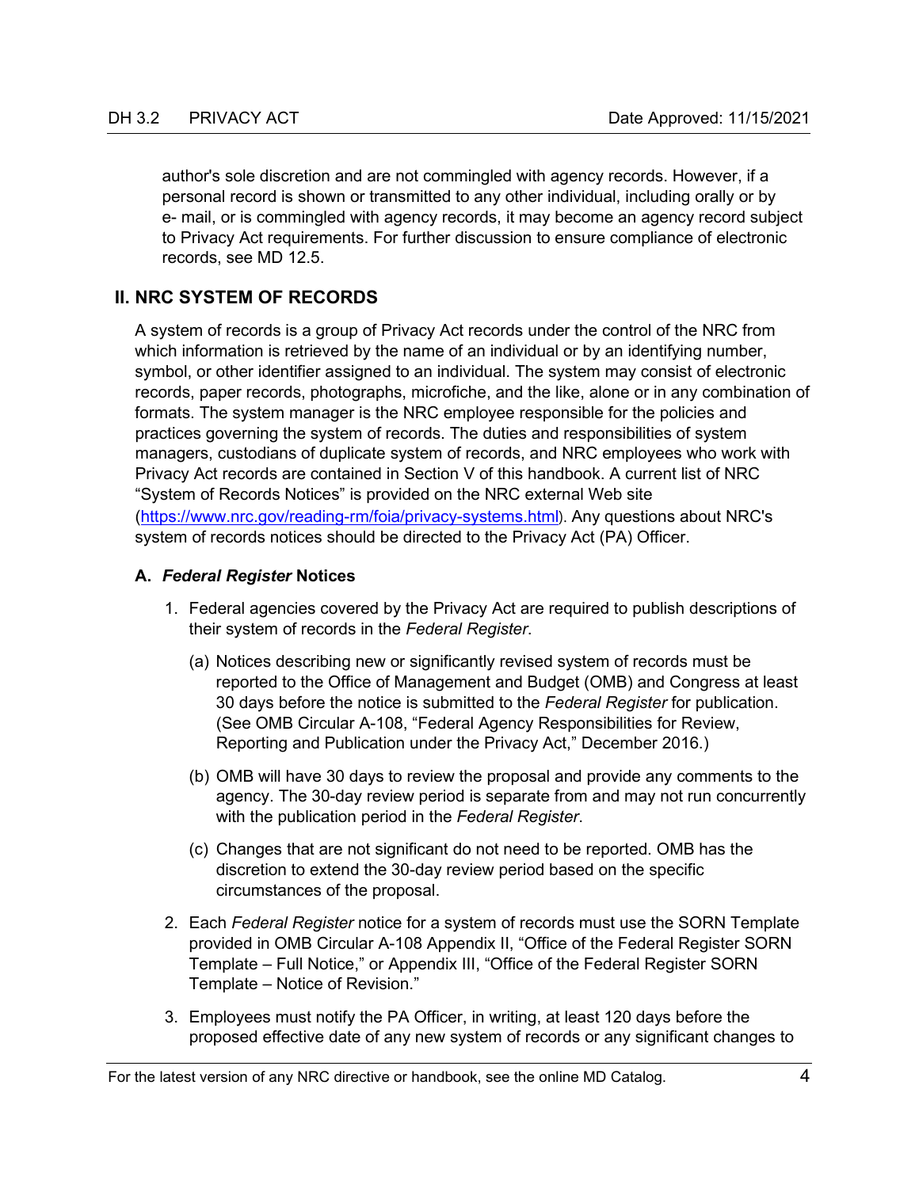author's sole discretion and are not commingled with agency records. However, if a personal record is shown or transmitted to any other individual, including orally or by e- mail, or is commingled with agency records, it may become an agency record subject to Privacy Act requirements. For further discussion to ensure compliance of electronic records, see MD 12.5.

## II. NRC SYSTEM OF RECORDS

A system of records is a group of Privacy Act records under the control of the NRC from which information is retrieved by the name of an individual or by an identifying number, symbol, or other identifier assigned to an individual. The system may consist of electronic records, paper records, photographs, microfiche, and the like, alone or in any combination of formats. The system manager is the NRC employee responsible for the policies and practices governing the system of records. The duties and responsibilities of system managers, custodians of duplicate system of records, and NRC employees who work with Privacy Act records are contained in Section V of this handbook. A current list of NRC "System of Records Notices" is provided on the NRC external Web site (https://www.nrc.gov/reading-rm/foia/privacy-systems.html). Any questions about NRC's system of records notices should be directed to the Privacy Act (PA) Officer.

### A. *Federal Register* Notices

1. Federal agencies covered by the Privacy Act are required to publish descriptions of their system of records in the *Federal Register*.

   (a) Notices describing new or significantly revised system of records must be reported to the Office of Management and Budget (OMB) and Congress at least 30 days before the notice is submitted to the *Federal Register* for publication. (See OMB Circular A-108, "Federal Agency Responsibilities for Review, Reporting and Publication under the Privacy Act," December 2016.)

   (b) OMB will have 30 days to review the proposal and provide any comments to the agency. The 30-day review period is separate from and may not run concurrently with the publication period in the *Federal Register*.

   (c) Changes that are not significant do not need to be reported. OMB has the discretion to extend the 30-day review period based on the specific circumstances of the proposal.

2. Each *Federal Register* notice for a system of records must use the SORN Template provided in OMB Circular A-108 Appendix II, "Office of the Federal Register SORN Template – Full Notice," or Appendix III, "Office of the Federal Register SORN Template – Notice of Revision."

3. Employees must notify the PA Officer, in writing, at least 120 days before the proposed effective date of any new system of records or any significant changes to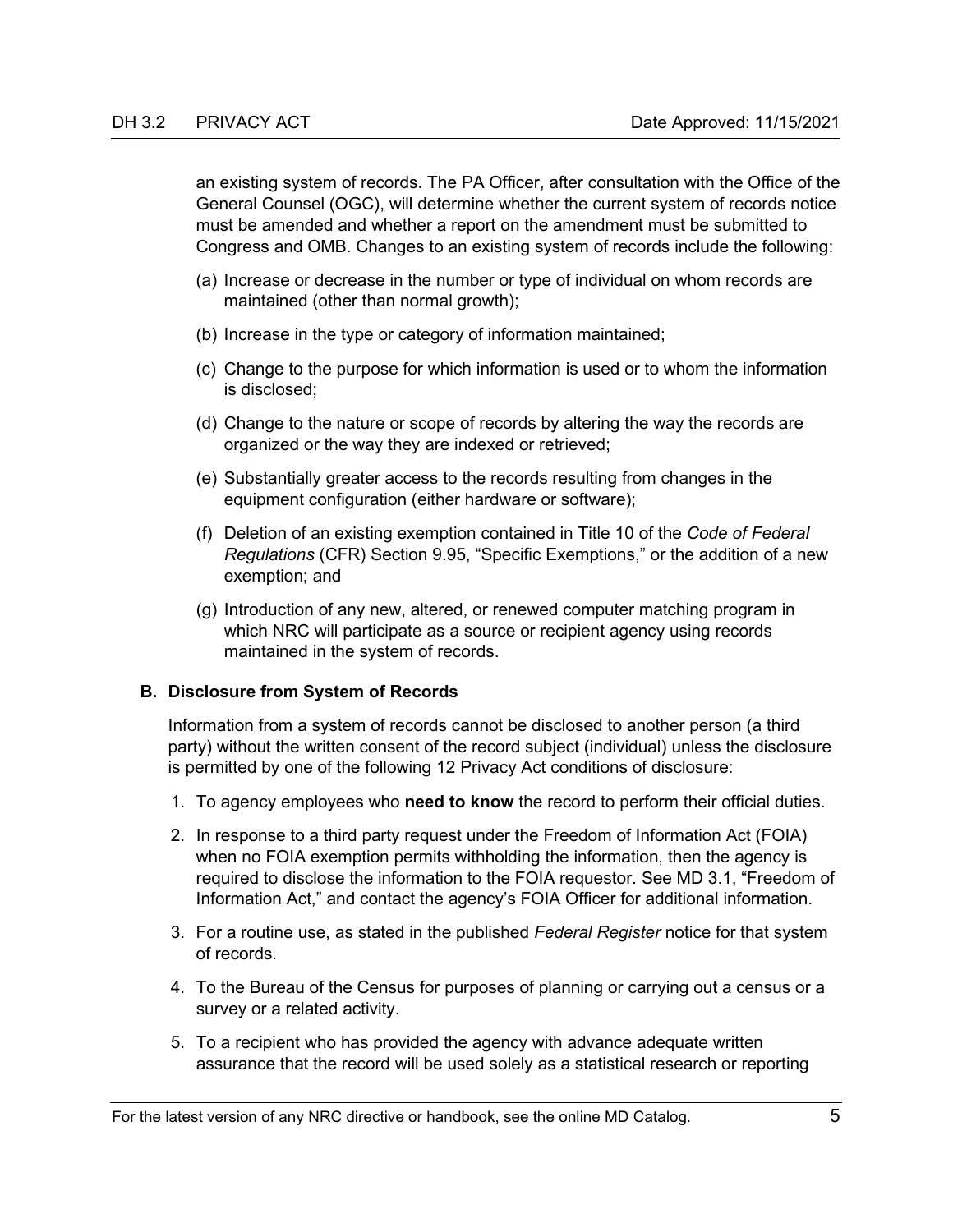an existing system of records. The PA Officer, after consultation with the Office of the General Counsel (OGC), will determine whether the current system of records notice must be amended and whether a report on the amendment must be submitted to Congress and OMB. Changes to an existing system of records include the following:

(a) Increase or decrease in the number or type of individual on whom records are maintained (other than normal growth);

(b) Increase in the type or category of information maintained;

(c) Change to the purpose for which information is used or to whom the information is disclosed;

(d) Change to the nature or scope of records by altering the way the records are organized or the way they are indexed or retrieved;

(e) Substantially greater access to the records resulting from changes in the equipment configuration (either hardware or software);

(f) Deletion of an existing exemption contained in Title 10 of the *Code of Federal Regulations* (CFR) Section 9.95, "Specific Exemptions," or the addition of a new exemption; and

(g) Introduction of any new, altered, or renewed computer matching program in which NRC will participate as a source or recipient agency using records maintained in the system of records.

**B. Disclosure from System of Records**

Information from a system of records cannot be disclosed to another person (a third party) without the written consent of the record subject (individual) unless the disclosure is permitted by one of the following 12 Privacy Act conditions of disclosure:

1. To agency employees who **need to know** the record to perform their official duties.
2. In response to a third party request under the Freedom of Information Act (FOIA) when no FOIA exemption permits withholding the information, then the agency is required to disclose the information to the FOIA requestor. See MD 3.1, "Freedom of Information Act," and contact the agency's FOIA Officer for additional information.
3. For a routine use, as stated in the published *Federal Register* notice for that system of records.
4. To the Bureau of the Census for purposes of planning or carrying out a census or a survey or a related activity.
5. To a recipient who has provided the agency with advance adequate written assurance that the record will be used solely as a statistical research or reporting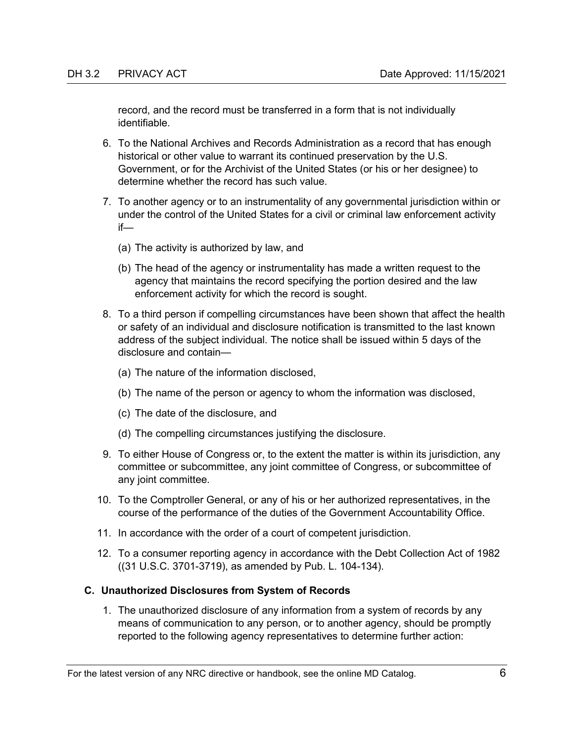record, and the record must be transferred in a form that is not individually identifiable.

6. To the National Archives and Records Administration as a record that has enough historical or other value to warrant its continued preservation by the U.S. Government, or for the Archivist of the United States (or his or her designee) to determine whether the record has such value.

7. To another agency or to an instrumentality of any governmental jurisdiction within or under the control of the United States for a civil or criminal law enforcement activity if—

   (a) The activity is authorized by law, and

   (b) The head of the agency or instrumentality has made a written request to the agency that maintains the record specifying the portion desired and the law enforcement activity for which the record is sought.

8. To a third person if compelling circumstances have been shown that affect the health or safety of an individual and disclosure notification is transmitted to the last known address of the subject individual. The notice shall be issued within 5 days of the disclosure and contain—

   (a) The nature of the information disclosed,

   (b) The name of the person or agency to whom the information was disclosed,

   (c) The date of the disclosure, and

   (d) The compelling circumstances justifying the disclosure.

9. To either House of Congress or, to the extent the matter is within its jurisdiction, any committee or subcommittee, any joint committee of Congress, or subcommittee of any joint committee.

10. To the Comptroller General, or any of his or her authorized representatives, in the course of the performance of the duties of the Government Accountability Office.

11. In accordance with the order of a court of competent jurisdiction.

12. To a consumer reporting agency in accordance with the Debt Collection Act of 1982 ((31 U.S.C. 3701-3719), as amended by Pub. L. 104-134).

### C. Unauthorized Disclosures from System of Records

1. The unauthorized disclosure of any information from a system of records by any means of communication to any person, or to another agency, should be promptly reported to the following agency representatives to determine further action: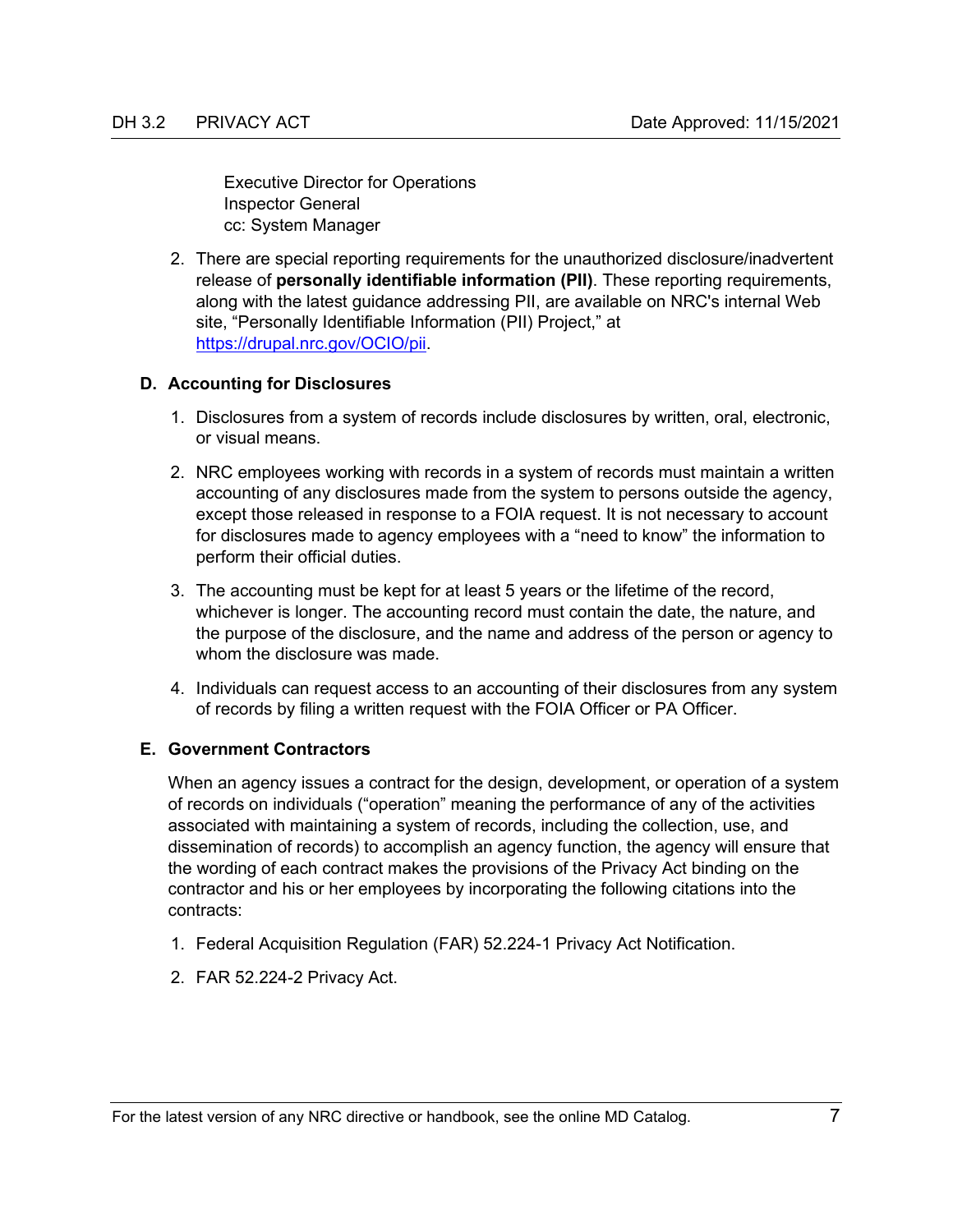Executive Director for Operations
Inspector General
cc: System Manager

2. There are special reporting requirements for the unauthorized disclosure/inadvertent release of **personally identifiable information (PII)**. These reporting requirements, along with the latest guidance addressing PII, are available on NRC's internal Web site, "Personally Identifiable Information (PII) Project," at https://drupal.nrc.gov/OCIO/pii.

### D. Accounting for Disclosures

1. Disclosures from a system of records include disclosures by written, oral, electronic, or visual means.
2. NRC employees working with records in a system of records must maintain a written accounting of any disclosures made from the system to persons outside the agency, except those released in response to a FOIA request. It is not necessary to account for disclosures made to agency employees with a "need to know" the information to perform their official duties.
3. The accounting must be kept for at least 5 years or the lifetime of the record, whichever is longer. The accounting record must contain the date, the nature, and the purpose of the disclosure, and the name and address of the person or agency to whom the disclosure was made.
4. Individuals can request access to an accounting of their disclosures from any system of records by filing a written request with the FOIA Officer or PA Officer.

### E. Government Contractors

When an agency issues a contract for the design, development, or operation of a system of records on individuals ("operation" meaning the performance of any of the activities associated with maintaining a system of records, including the collection, use, and dissemination of records) to accomplish an agency function, the agency will ensure that the wording of each contract makes the provisions of the Privacy Act binding on the contractor and his or her employees by incorporating the following citations into the contracts:

1. Federal Acquisition Regulation (FAR) 52.224-1 Privacy Act Notification.
2. FAR 52.224-2 Privacy Act.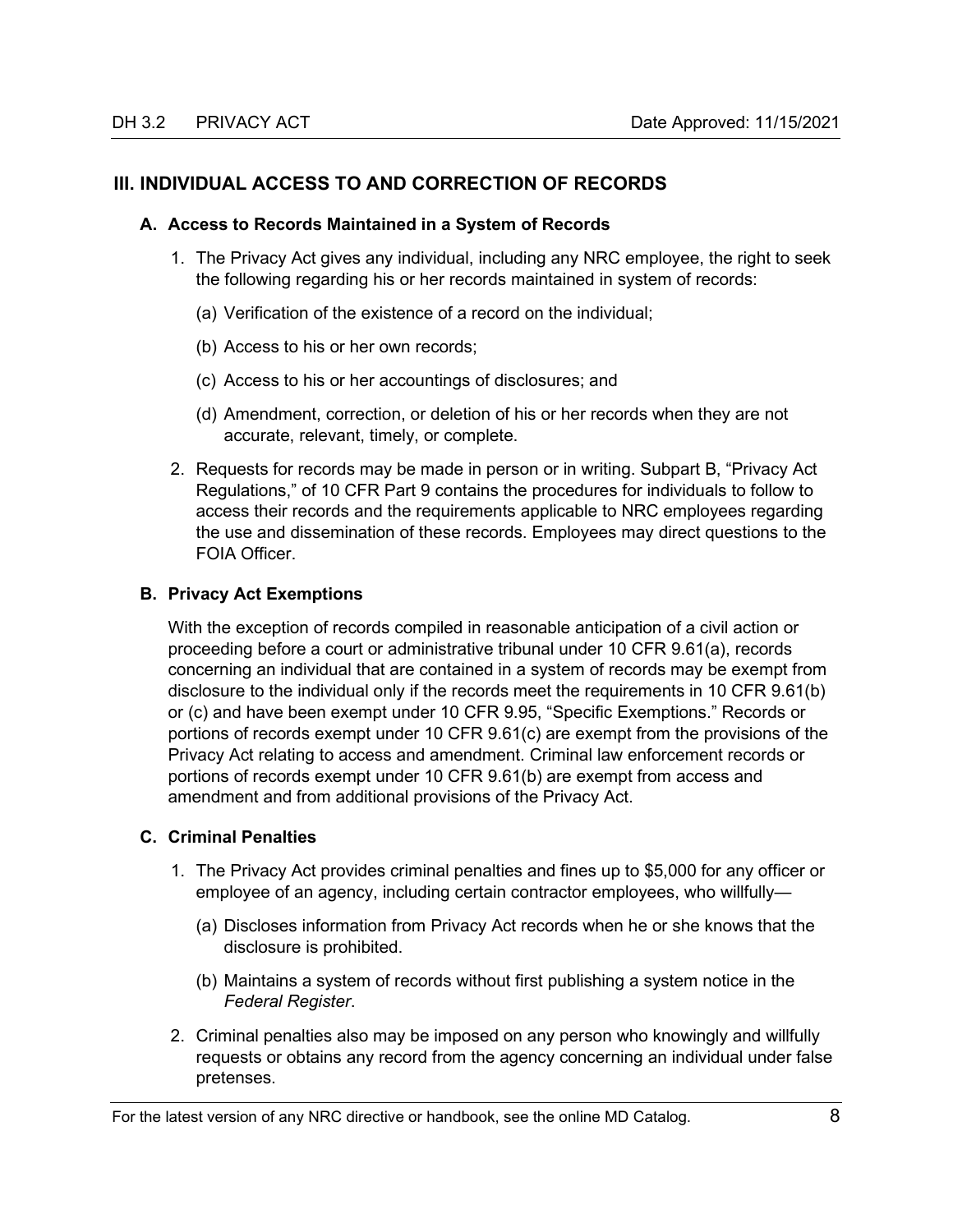## III. INDIVIDUAL ACCESS TO AND CORRECTION OF RECORDS

### A. Access to Records Maintained in a System of Records

1. The Privacy Act gives any individual, including any NRC employee, the right to seek the following regarding his or her records maintained in system of records:

   (a) Verification of the existence of a record on the individual;

   (b) Access to his or her own records;

   (c) Access to his or her accountings of disclosures; and

   (d) Amendment, correction, or deletion of his or her records when they are not accurate, relevant, timely, or complete.

2. Requests for records may be made in person or in writing. Subpart B, "Privacy Act Regulations," of 10 CFR Part 9 contains the procedures for individuals to follow to access their records and the requirements applicable to NRC employees regarding the use and dissemination of these records. Employees may direct questions to the FOIA Officer.

### B. Privacy Act Exemptions

With the exception of records compiled in reasonable anticipation of a civil action or proceeding before a court or administrative tribunal under 10 CFR 9.61(a), records concerning an individual that are contained in a system of records may be exempt from disclosure to the individual only if the records meet the requirements in 10 CFR 9.61(b) or (c) and have been exempt under 10 CFR 9.95, "Specific Exemptions." Records or portions of records exempt under 10 CFR 9.61(c) are exempt from the provisions of the Privacy Act relating to access and amendment. Criminal law enforcement records or portions of records exempt under 10 CFR 9.61(b) are exempt from access and amendment and from additional provisions of the Privacy Act.

### C. Criminal Penalties

1. The Privacy Act provides criminal penalties and fines up to $5,000 for any officer or employee of an agency, including certain contractor employees, who willfully—

   (a) Discloses information from Privacy Act records when he or she knows that the disclosure is prohibited.

   (b) Maintains a system of records without first publishing a system notice in the *Federal Register*.

2. Criminal penalties also may be imposed on any person who knowingly and willfully requests or obtains any record from the agency concerning an individual under false pretenses.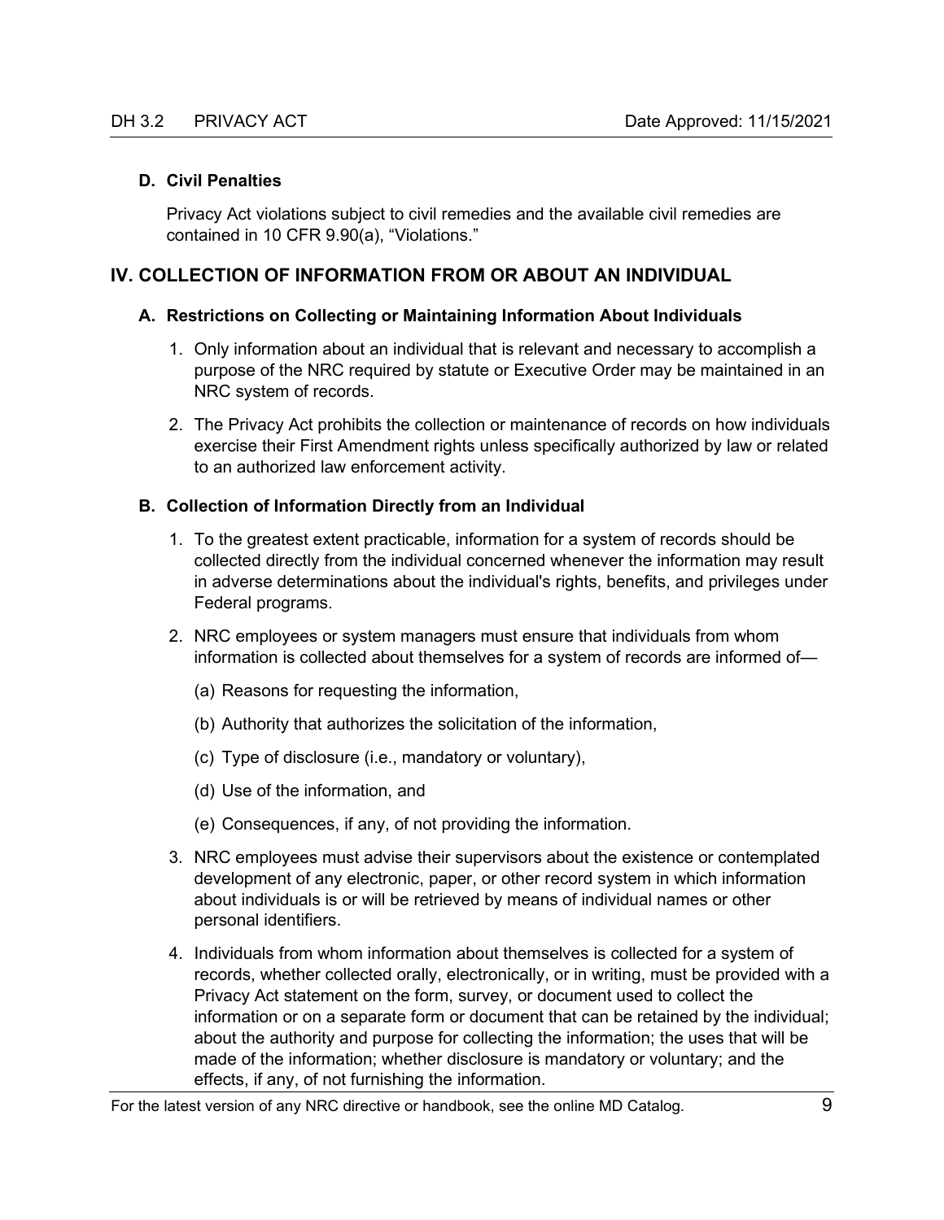### D. Civil Penalties

Privacy Act violations subject to civil remedies and the available civil remedies are contained in 10 CFR 9.90(a), "Violations."

## IV. COLLECTION OF INFORMATION FROM OR ABOUT AN INDIVIDUAL

### A. Restrictions on Collecting or Maintaining Information About Individuals

1. Only information about an individual that is relevant and necessary to accomplish a purpose of the NRC required by statute or Executive Order may be maintained in an NRC system of records.
2. The Privacy Act prohibits the collection or maintenance of records on how individuals exercise their First Amendment rights unless specifically authorized by law or related to an authorized law enforcement activity.

### B. Collection of Information Directly from an Individual

1. To the greatest extent practicable, information for a system of records should be collected directly from the individual concerned whenever the information may result in adverse determinations about the individual's rights, benefits, and privileges under Federal programs.
2. NRC employees or system managers must ensure that individuals from whom information is collected about themselves for a system of records are informed of—
   - (a) Reasons for requesting the information,
   - (b) Authority that authorizes the solicitation of the information,
   - (c) Type of disclosure (i.e., mandatory or voluntary),
   - (d) Use of the information, and
   - (e) Consequences, if any, of not providing the information.
3. NRC employees must advise their supervisors about the existence or contemplated development of any electronic, paper, or other record system in which information about individuals is or will be retrieved by means of individual names or other personal identifiers.
4. Individuals from whom information about themselves is collected for a system of records, whether collected orally, electronically, or in writing, must be provided with a Privacy Act statement on the form, survey, or document used to collect the information or on a separate form or document that can be retained by the individual; about the authority and purpose for collecting the information; the uses that will be made of the information; whether disclosure is mandatory or voluntary; and the effects, if any, of not furnishing the information.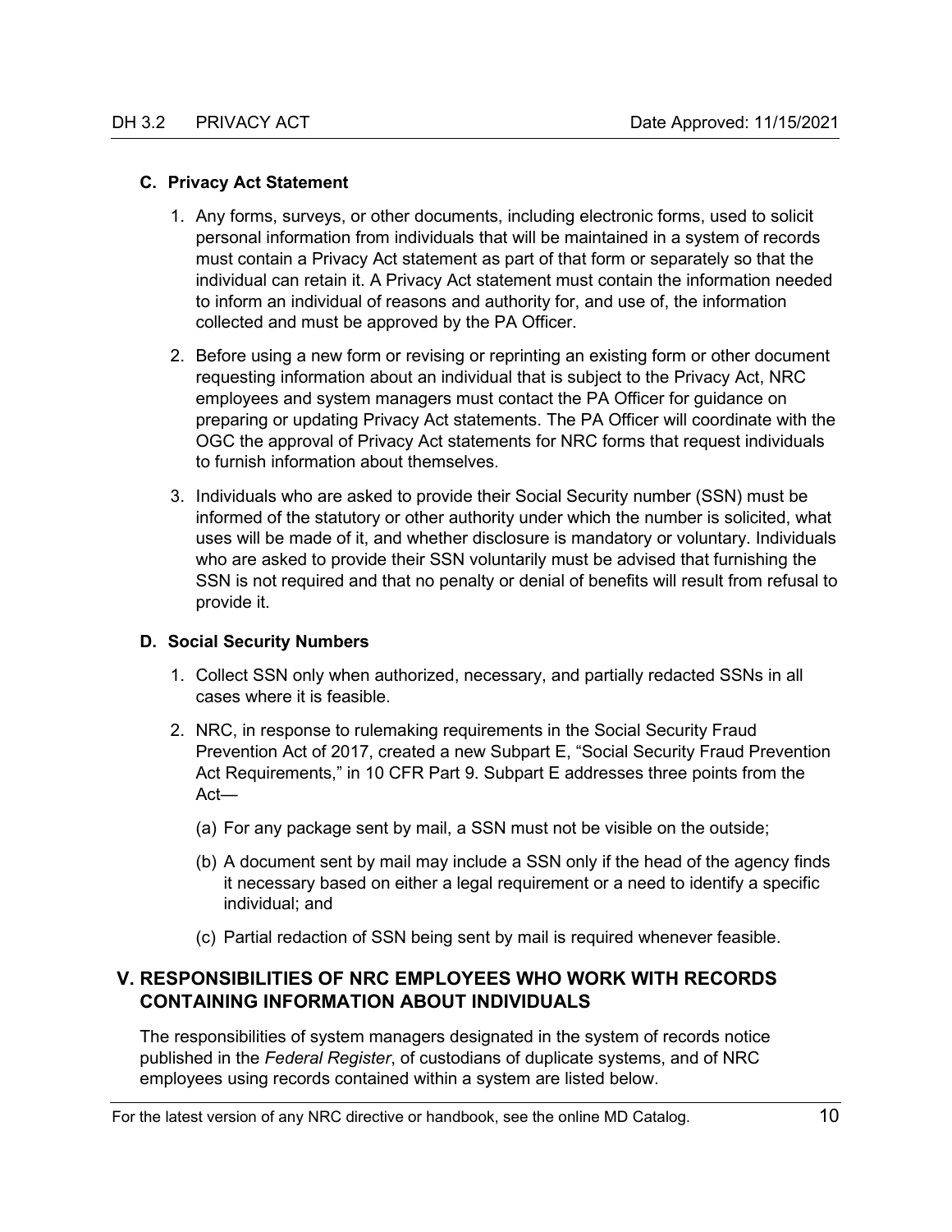### C. Privacy Act Statement

1. Any forms, surveys, or other documents, including electronic forms, used to solicit personal information from individuals that will be maintained in a system of records must contain a Privacy Act statement as part of that form or separately so that the individual can retain it. A Privacy Act statement must contain the information needed to inform an individual of reasons and authority for, and use of, the information collected and must be approved by the PA Officer.

2. Before using a new form or revising or reprinting an existing form or other document requesting information about an individual that is subject to the Privacy Act, NRC employees and system managers must contact the PA Officer for guidance on preparing or updating Privacy Act statements. The PA Officer will coordinate with the OGC the approval of Privacy Act statements for NRC forms that request individuals to furnish information about themselves.

3. Individuals who are asked to provide their Social Security number (SSN) must be informed of the statutory or other authority under which the number is solicited, what uses will be made of it, and whether disclosure is mandatory or voluntary. Individuals who are asked to provide their SSN voluntarily must be advised that furnishing the SSN is not required and that no penalty or denial of benefits will result from refusal to provide it.

### D. Social Security Numbers

1. Collect SSN only when authorized, necessary, and partially redacted SSNs in all cases where it is feasible.

2. NRC, in response to rulemaking requirements in the Social Security Fraud Prevention Act of 2017, created a new Subpart E, "Social Security Fraud Prevention Act Requirements," in 10 CFR Part 9. Subpart E addresses three points from the Act—

   (a) For any package sent by mail, a SSN must not be visible on the outside;

   (b) A document sent by mail may include a SSN only if the head of the agency finds it necessary based on either a legal requirement or a need to identify a specific individual; and

   (c) Partial redaction of SSN being sent by mail is required whenever feasible.

## V. RESPONSIBILITIES OF NRC EMPLOYEES WHO WORK WITH RECORDS CONTAINING INFORMATION ABOUT INDIVIDUALS

The responsibilities of system managers designated in the system of records notice published in the *Federal Register*, of custodians of duplicate systems, and of NRC employees using records contained within a system are listed below.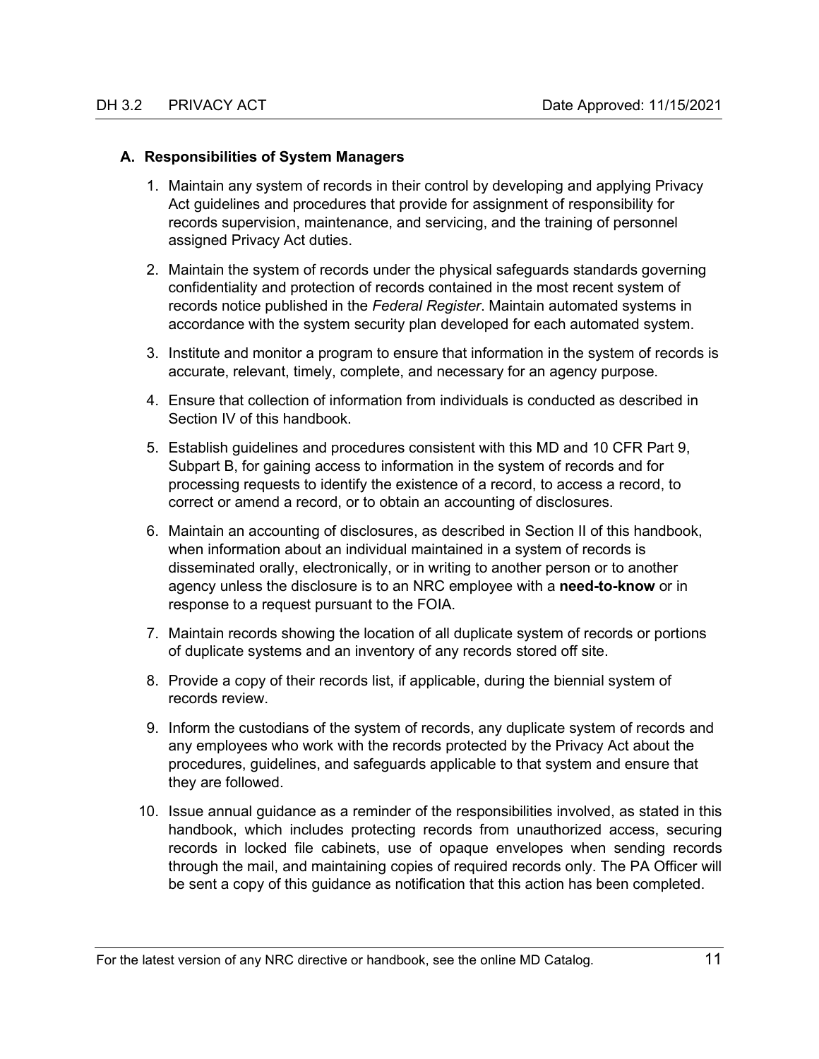### A. Responsibilities of System Managers

1. Maintain any system of records in their control by developing and applying Privacy Act guidelines and procedures that provide for assignment of responsibility for records supervision, maintenance, and servicing, and the training of personnel assigned Privacy Act duties.
2. Maintain the system of records under the physical safeguards standards governing confidentiality and protection of records contained in the most recent system of records notice published in the *Federal Register*. Maintain automated systems in accordance with the system security plan developed for each automated system.
3. Institute and monitor a program to ensure that information in the system of records is accurate, relevant, timely, complete, and necessary for an agency purpose.
4. Ensure that collection of information from individuals is conducted as described in Section IV of this handbook.
5. Establish guidelines and procedures consistent with this MD and 10 CFR Part 9, Subpart B, for gaining access to information in the system of records and for processing requests to identify the existence of a record, to access a record, to correct or amend a record, or to obtain an accounting of disclosures.
6. Maintain an accounting of disclosures, as described in Section II of this handbook, when information about an individual maintained in a system of records is disseminated orally, electronically, or in writing to another person or to another agency unless the disclosure is to an NRC employee with a **need-to-know** or in response to a request pursuant to the FOIA.
7. Maintain records showing the location of all duplicate system of records or portions of duplicate systems and an inventory of any records stored off site.
8. Provide a copy of their records list, if applicable, during the biennial system of records review.
9. Inform the custodians of the system of records, any duplicate system of records and any employees who work with the records protected by the Privacy Act about the procedures, guidelines, and safeguards applicable to that system and ensure that they are followed.
10. Issue annual guidance as a reminder of the responsibilities involved, as stated in this handbook, which includes protecting records from unauthorized access, securing records in locked file cabinets, use of opaque envelopes when sending records through the mail, and maintaining copies of required records only. The PA Officer will be sent a copy of this guidance as notification that this action has been completed.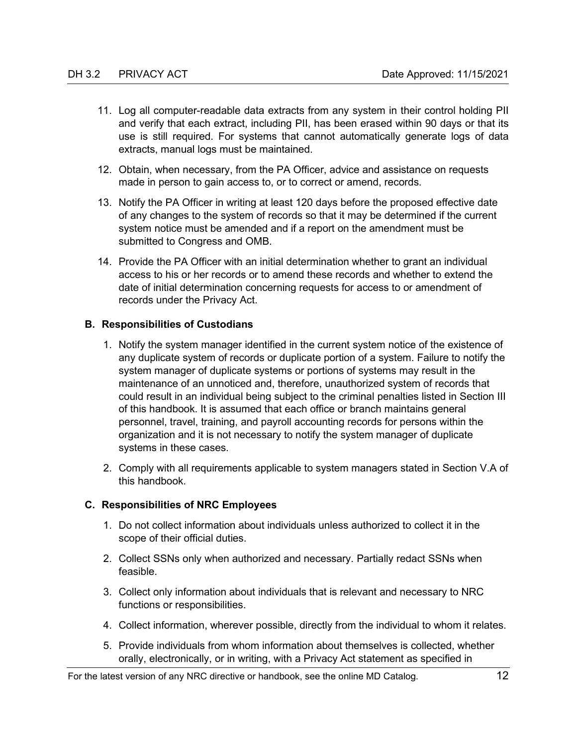11. Log all computer-readable data extracts from any system in their control holding PII and verify that each extract, including PII, has been erased within 90 days or that its use is still required. For systems that cannot automatically generate logs of data extracts, manual logs must be maintained.

12. Obtain, when necessary, from the PA Officer, advice and assistance on requests made in person to gain access to, or to correct or amend, records.

13. Notify the PA Officer in writing at least 120 days before the proposed effective date of any changes to the system of records so that it may be determined if the current system notice must be amended and if a report on the amendment must be submitted to Congress and OMB.

14. Provide the PA Officer with an initial determination whether to grant an individual access to his or her records or to amend these records and whether to extend the date of initial determination concerning requests for access to or amendment of records under the Privacy Act.

### B. Responsibilities of Custodians

1. Notify the system manager identified in the current system notice of the existence of any duplicate system of records or duplicate portion of a system. Failure to notify the system manager of duplicate systems or portions of systems may result in the maintenance of an unnoticed and, therefore, unauthorized system of records that could result in an individual being subject to the criminal penalties listed in Section III of this handbook. It is assumed that each office or branch maintains general personnel, travel, training, and payroll accounting records for persons within the organization and it is not necessary to notify the system manager of duplicate systems in these cases.

2. Comply with all requirements applicable to system managers stated in Section V.A of this handbook.

### C. Responsibilities of NRC Employees

1. Do not collect information about individuals unless authorized to collect it in the scope of their official duties.

2. Collect SSNs only when authorized and necessary. Partially redact SSNs when feasible.

3. Collect only information about individuals that is relevant and necessary to NRC functions or responsibilities.

4. Collect information, wherever possible, directly from the individual to whom it relates.

5. Provide individuals from whom information about themselves is collected, whether orally, electronically, or in writing, with a Privacy Act statement as specified in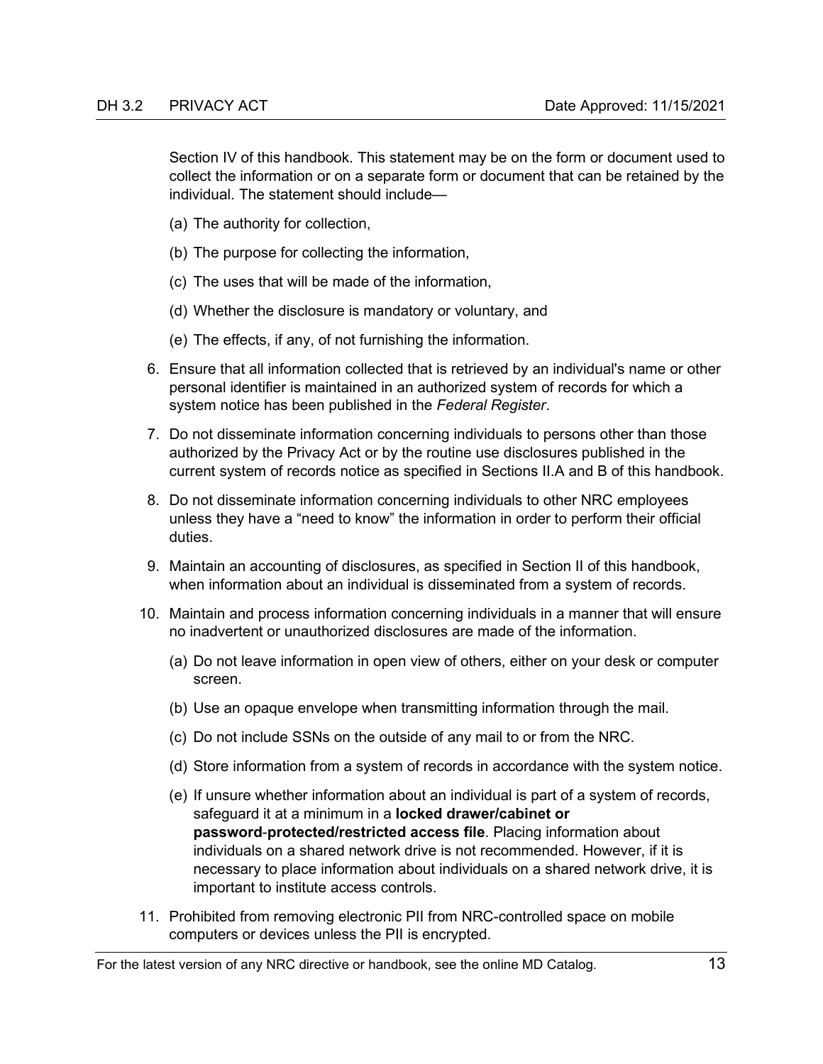Section IV of this handbook. This statement may be on the form or document used to collect the information or on a separate form or document that can be retained by the individual. The statement should include—

(a) The authority for collection,

(b) The purpose for collecting the information,

(c) The uses that will be made of the information,

(d) Whether the disclosure is mandatory or voluntary, and

(e) The effects, if any, of not furnishing the information.

6. Ensure that all information collected that is retrieved by an individual's name or other personal identifier is maintained in an authorized system of records for which a system notice has been published in the *Federal Register*.

7. Do not disseminate information concerning individuals to persons other than those authorized by the Privacy Act or by the routine use disclosures published in the current system of records notice as specified in Sections II.A and B of this handbook.

8. Do not disseminate information concerning individuals to other NRC employees unless they have a "need to know" the information in order to perform their official duties.

9. Maintain an accounting of disclosures, as specified in Section II of this handbook, when information about an individual is disseminated from a system of records.

10. Maintain and process information concerning individuals in a manner that will ensure no inadvertent or unauthorized disclosures are made of the information.

    (a) Do not leave information in open view of others, either on your desk or computer screen.

    (b) Use an opaque envelope when transmitting information through the mail.

    (c) Do not include SSNs on the outside of any mail to or from the NRC.

    (d) Store information from a system of records in accordance with the system notice.

    (e) If unsure whether information about an individual is part of a system of records, safeguard it at a minimum in a **locked drawer/cabinet or password-protected/restricted access file**. Placing information about individuals on a shared network drive is not recommended. However, if it is necessary to place information about individuals on a shared network drive, it is important to institute access controls.

11. Prohibited from removing electronic PII from NRC-controlled space on mobile computers or devices unless the PII is encrypted.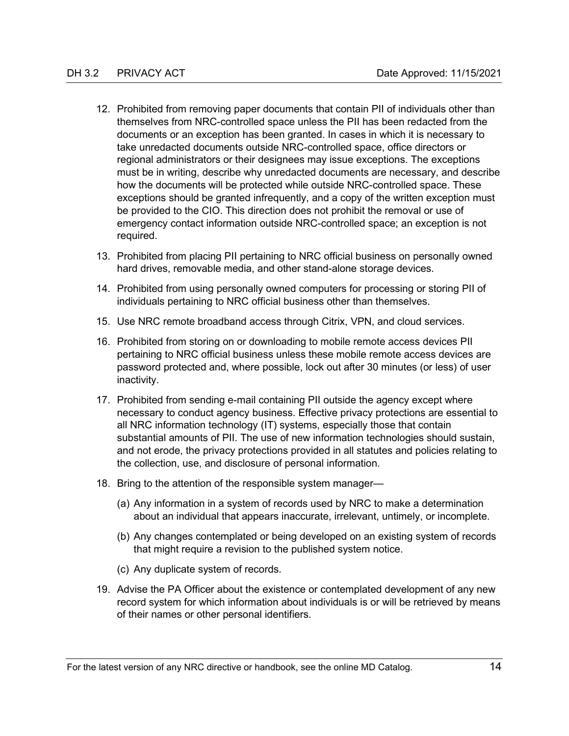12. Prohibited from removing paper documents that contain PII of individuals other than themselves from NRC-controlled space unless the PII has been redacted from the documents or an exception has been granted. In cases in which it is necessary to take unredacted documents outside NRC-controlled space, office directors or regional administrators or their designees may issue exceptions. The exceptions must be in writing, describe why unredacted documents are necessary, and describe how the documents will be protected while outside NRC-controlled space. These exceptions should be granted infrequently, and a copy of the written exception must be provided to the CIO. This direction does not prohibit the removal or use of emergency contact information outside NRC-controlled space; an exception is not required.

13. Prohibited from placing PII pertaining to NRC official business on personally owned hard drives, removable media, and other stand-alone storage devices.

14. Prohibited from using personally owned computers for processing or storing PII of individuals pertaining to NRC official business other than themselves.

15. Use NRC remote broadband access through Citrix, VPN, and cloud services.

16. Prohibited from storing on or downloading to mobile remote access devices PII pertaining to NRC official business unless these mobile remote access devices are password protected and, where possible, lock out after 30 minutes (or less) of user inactivity.

17. Prohibited from sending e-mail containing PII outside the agency except where necessary to conduct agency business. Effective privacy protections are essential to all NRC information technology (IT) systems, especially those that contain substantial amounts of PII. The use of new information technologies should sustain, and not erode, the privacy protections provided in all statutes and policies relating to the collection, use, and disclosure of personal information.

18. Bring to the attention of the responsible system manager—

    (a) Any information in a system of records used by NRC to make a determination about an individual that appears inaccurate, irrelevant, untimely, or incomplete.

    (b) Any changes contemplated or being developed on an existing system of records that might require a revision to the published system notice.

    (c) Any duplicate system of records.

19. Advise the PA Officer about the existence or contemplated development of any new record system for which information about individuals is or will be retrieved by means of their names or other personal identifiers.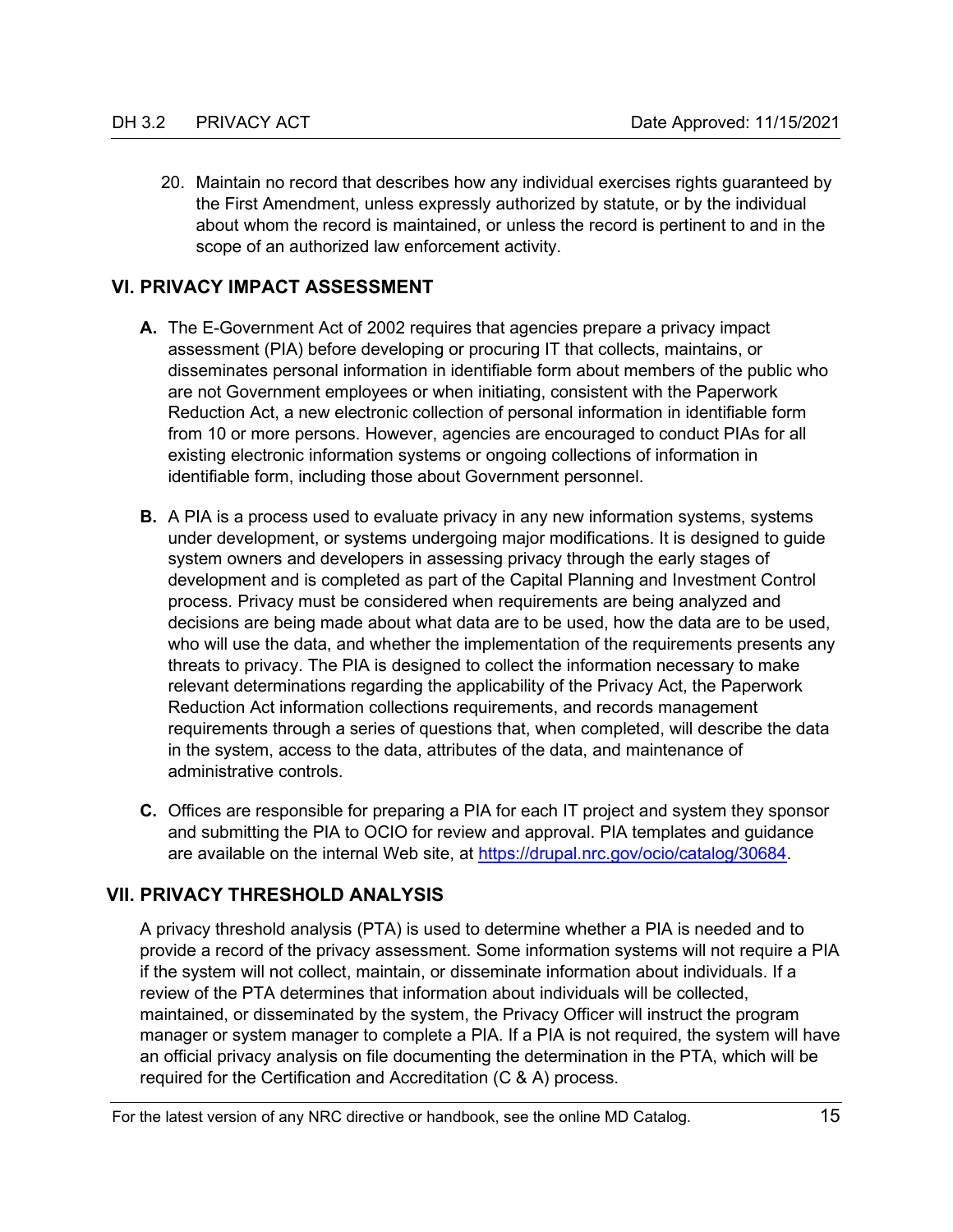20. Maintain no record that describes how any individual exercises rights guaranteed by the First Amendment, unless expressly authorized by statute, or by the individual about whom the record is maintained, or unless the record is pertinent to and in the scope of an authorized law enforcement activity.

## VI. PRIVACY IMPACT ASSESSMENT

**A.** The E-Government Act of 2002 requires that agencies prepare a privacy impact assessment (PIA) before developing or procuring IT that collects, maintains, or disseminates personal information in identifiable form about members of the public who are not Government employees or when initiating, consistent with the Paperwork Reduction Act, a new electronic collection of personal information in identifiable form from 10 or more persons. However, agencies are encouraged to conduct PIAs for all existing electronic information systems or ongoing collections of information in identifiable form, including those about Government personnel.

**B.** A PIA is a process used to evaluate privacy in any new information systems, systems under development, or systems undergoing major modifications. It is designed to guide system owners and developers in assessing privacy through the early stages of development and is completed as part of the Capital Planning and Investment Control process. Privacy must be considered when requirements are being analyzed and decisions are being made about what data are to be used, how the data are to be used, who will use the data, and whether the implementation of the requirements presents any threats to privacy. The PIA is designed to collect the information necessary to make relevant determinations regarding the applicability of the Privacy Act, the Paperwork Reduction Act information collections requirements, and records management requirements through a series of questions that, when completed, will describe the data in the system, access to the data, attributes of the data, and maintenance of administrative controls.

**C.** Offices are responsible for preparing a PIA for each IT project and system they sponsor and submitting the PIA to OCIO for review and approval. PIA templates and guidance are available on the internal Web site, at https://drupal.nrc.gov/ocio/catalog/30684.

## VII. PRIVACY THRESHOLD ANALYSIS

A privacy threshold analysis (PTA) is used to determine whether a PIA is needed and to provide a record of the privacy assessment. Some information systems will not require a PIA if the system will not collect, maintain, or disseminate information about individuals. If a review of the PTA determines that information about individuals will be collected, maintained, or disseminated by the system, the Privacy Officer will instruct the program manager or system manager to complete a PIA. If a PIA is not required, the system will have an official privacy analysis on file documenting the determination in the PTA, which will be required for the Certification and Accreditation (C & A) process.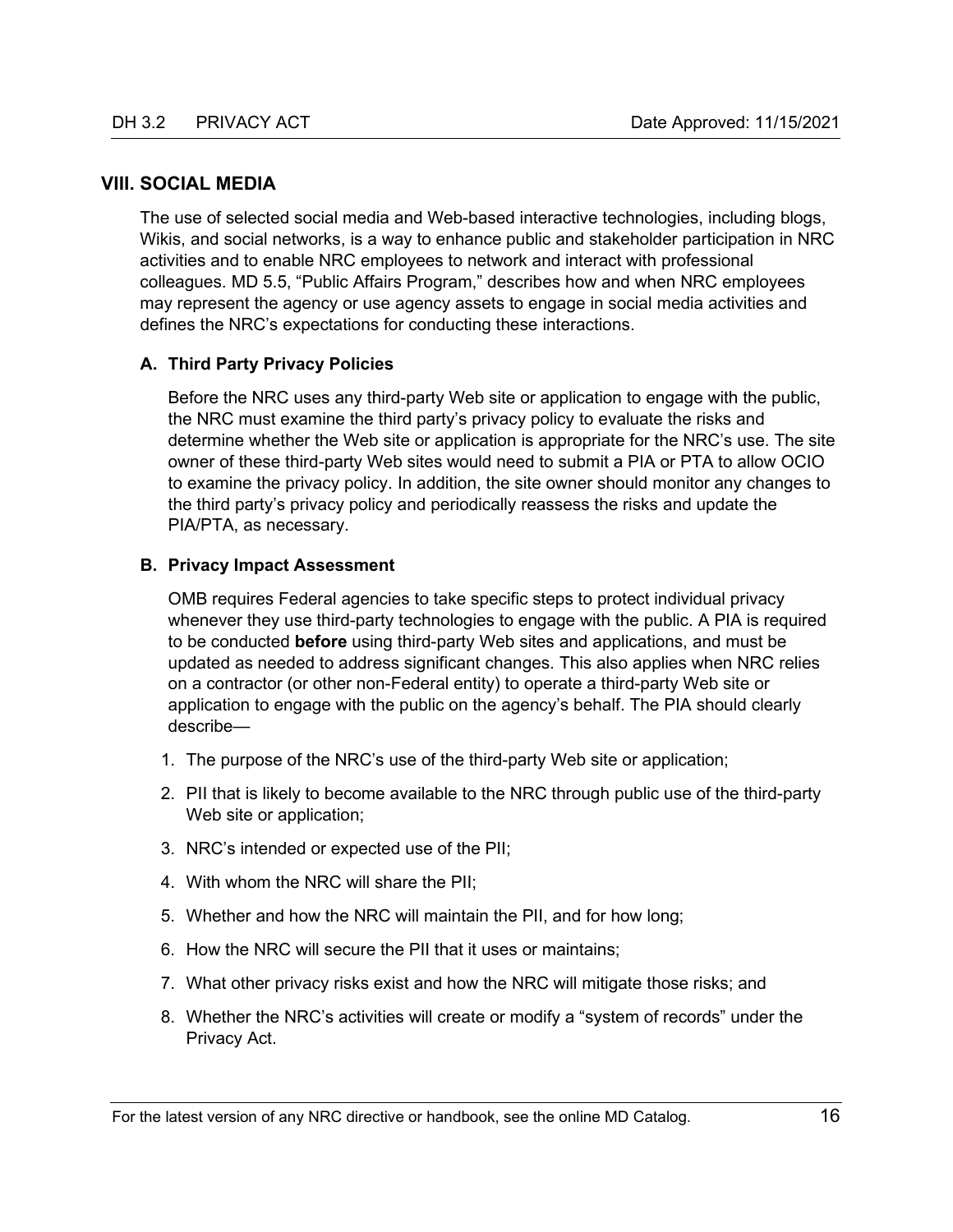## VIII. SOCIAL MEDIA

The use of selected social media and Web-based interactive technologies, including blogs, Wikis, and social networks, is a way to enhance public and stakeholder participation in NRC activities and to enable NRC employees to network and interact with professional colleagues. MD 5.5, "Public Affairs Program," describes how and when NRC employees may represent the agency or use agency assets to engage in social media activities and defines the NRC's expectations for conducting these interactions.

### A. Third Party Privacy Policies

Before the NRC uses any third-party Web site or application to engage with the public, the NRC must examine the third party's privacy policy to evaluate the risks and determine whether the Web site or application is appropriate for the NRC's use. The site owner of these third-party Web sites would need to submit a PIA or PTA to allow OCIO to examine the privacy policy. In addition, the site owner should monitor any changes to the third party's privacy policy and periodically reassess the risks and update the PIA/PTA, as necessary.

### B. Privacy Impact Assessment

OMB requires Federal agencies to take specific steps to protect individual privacy whenever they use third-party technologies to engage with the public. A PIA is required to be conducted **before** using third-party Web sites and applications, and must be updated as needed to address significant changes. This also applies when NRC relies on a contractor (or other non-Federal entity) to operate a third-party Web site or application to engage with the public on the agency's behalf. The PIA should clearly describe—

1. The purpose of the NRC's use of the third-party Web site or application;
2. PII that is likely to become available to the NRC through public use of the third-party Web site or application;
3. NRC's intended or expected use of the PII;
4. With whom the NRC will share the PII;
5. Whether and how the NRC will maintain the PII, and for how long;
6. How the NRC will secure the PII that it uses or maintains;
7. What other privacy risks exist and how the NRC will mitigate those risks; and
8. Whether the NRC's activities will create or modify a "system of records" under the Privacy Act.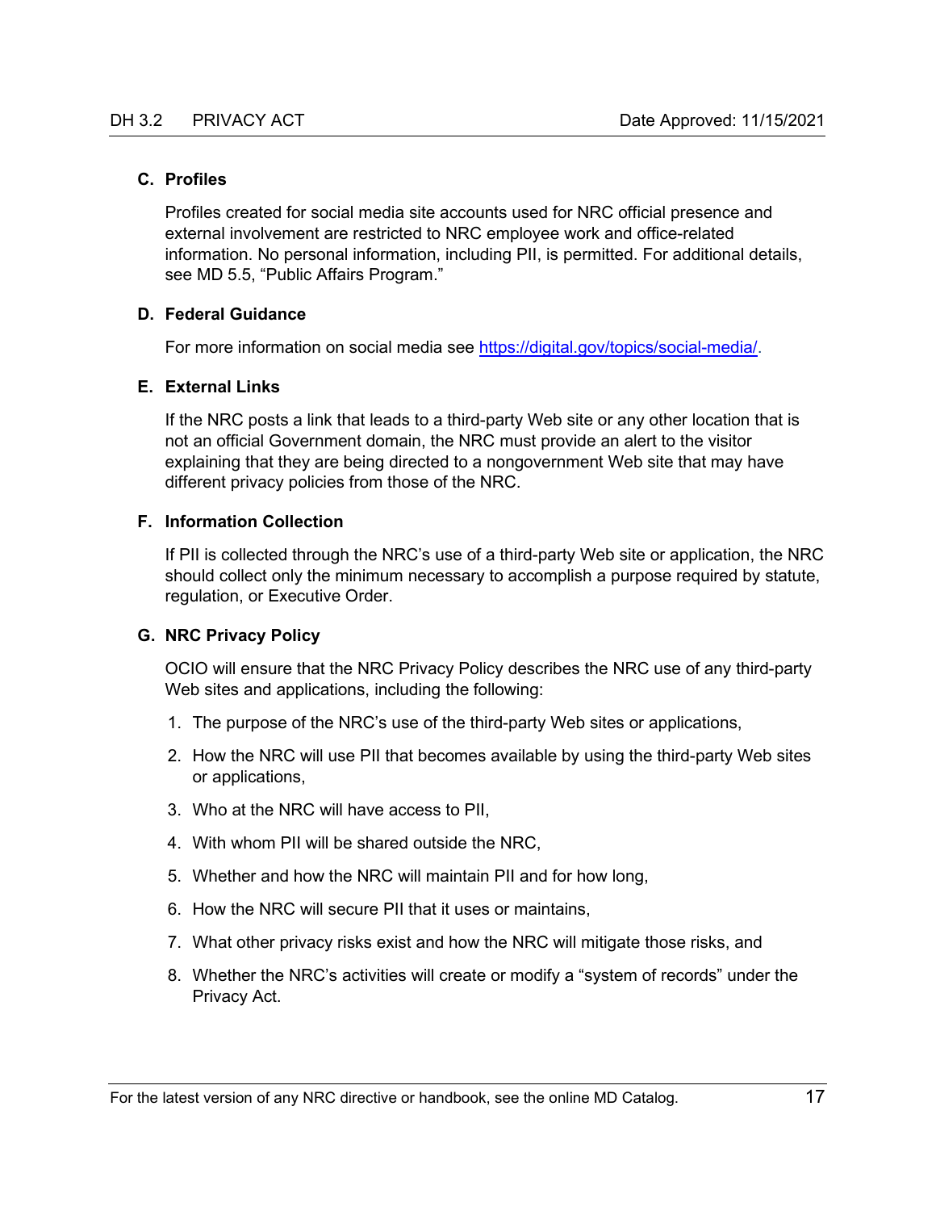### C. Profiles

Profiles created for social media site accounts used for NRC official presence and external involvement are restricted to NRC employee work and office-related information. No personal information, including PII, is permitted. For additional details, see MD 5.5, “Public Affairs Program.”

### D. Federal Guidance

For more information on social media see https://digital.gov/topics/social-media/.

### E. External Links

If the NRC posts a link that leads to a third-party Web site or any other location that is not an official Government domain, the NRC must provide an alert to the visitor explaining that they are being directed to a nongovernment Web site that may have different privacy policies from those of the NRC.

### F. Information Collection

If PII is collected through the NRC’s use of a third-party Web site or application, the NRC should collect only the minimum necessary to accomplish a purpose required by statute, regulation, or Executive Order.

### G. NRC Privacy Policy

OCIO will ensure that the NRC Privacy Policy describes the NRC use of any third-party Web sites and applications, including the following:

1. The purpose of the NRC’s use of the third-party Web sites or applications,
2. How the NRC will use PII that becomes available by using the third-party Web sites or applications,
3. Who at the NRC will have access to PII,
4. With whom PII will be shared outside the NRC,
5. Whether and how the NRC will maintain PII and for how long,
6. How the NRC will secure PII that it uses or maintains,
7. What other privacy risks exist and how the NRC will mitigate those risks, and
8. Whether the NRC’s activities will create or modify a “system of records” under the Privacy Act.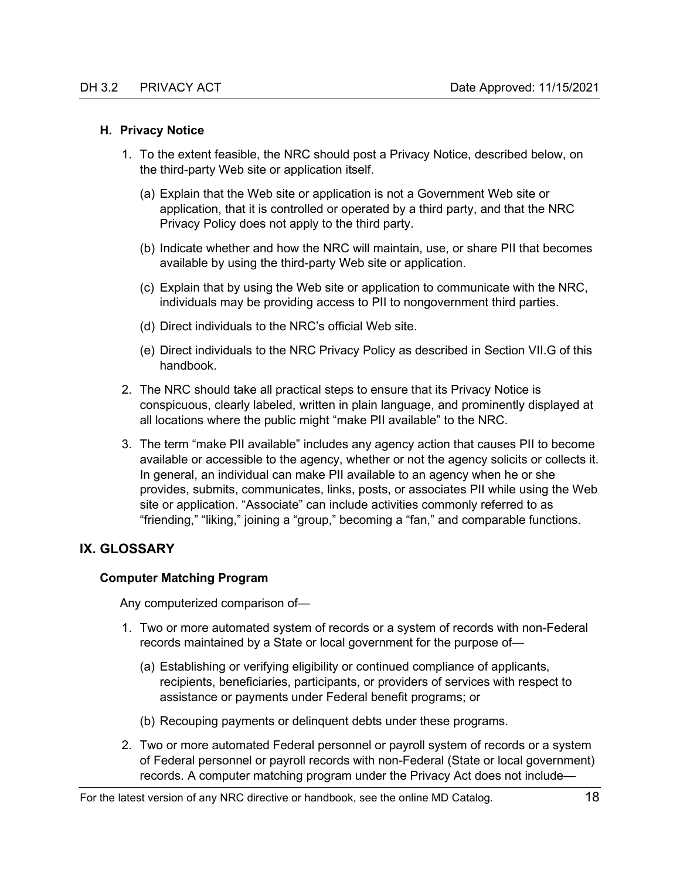### H. Privacy Notice

1. To the extent feasible, the NRC should post a Privacy Notice, described below, on the third-party Web site or application itself.

   (a) Explain that the Web site or application is not a Government Web site or application, that it is controlled or operated by a third party, and that the NRC Privacy Policy does not apply to the third party.

   (b) Indicate whether and how the NRC will maintain, use, or share PII that becomes available by using the third-party Web site or application.

   (c) Explain that by using the Web site or application to communicate with the NRC, individuals may be providing access to PII to nongovernment third parties.

   (d) Direct individuals to the NRC's official Web site.

   (e) Direct individuals to the NRC Privacy Policy as described in Section VII.G of this handbook.

2. The NRC should take all practical steps to ensure that its Privacy Notice is conspicuous, clearly labeled, written in plain language, and prominently displayed at all locations where the public might "make PII available" to the NRC.

3. The term "make PII available" includes any agency action that causes PII to become available or accessible to the agency, whether or not the agency solicits or collects it. In general, an individual can make PII available to an agency when he or she provides, submits, communicates, links, posts, or associates PII while using the Web site or application. "Associate" can include activities commonly referred to as "friending," "liking," joining a "group," becoming a "fan," and comparable functions.

## IX. GLOSSARY

### Computer Matching Program

Any computerized comparison of—

1. Two or more automated system of records or a system of records with non-Federal records maintained by a State or local government for the purpose of—

   (a) Establishing or verifying eligibility or continued compliance of applicants, recipients, beneficiaries, participants, or providers of services with respect to assistance or payments under Federal benefit programs; or

   (b) Recouping payments or delinquent debts under these programs.

2. Two or more automated Federal personnel or payroll system of records or a system of Federal personnel or payroll records with non-Federal (State or local government) records. A computer matching program under the Privacy Act does not include—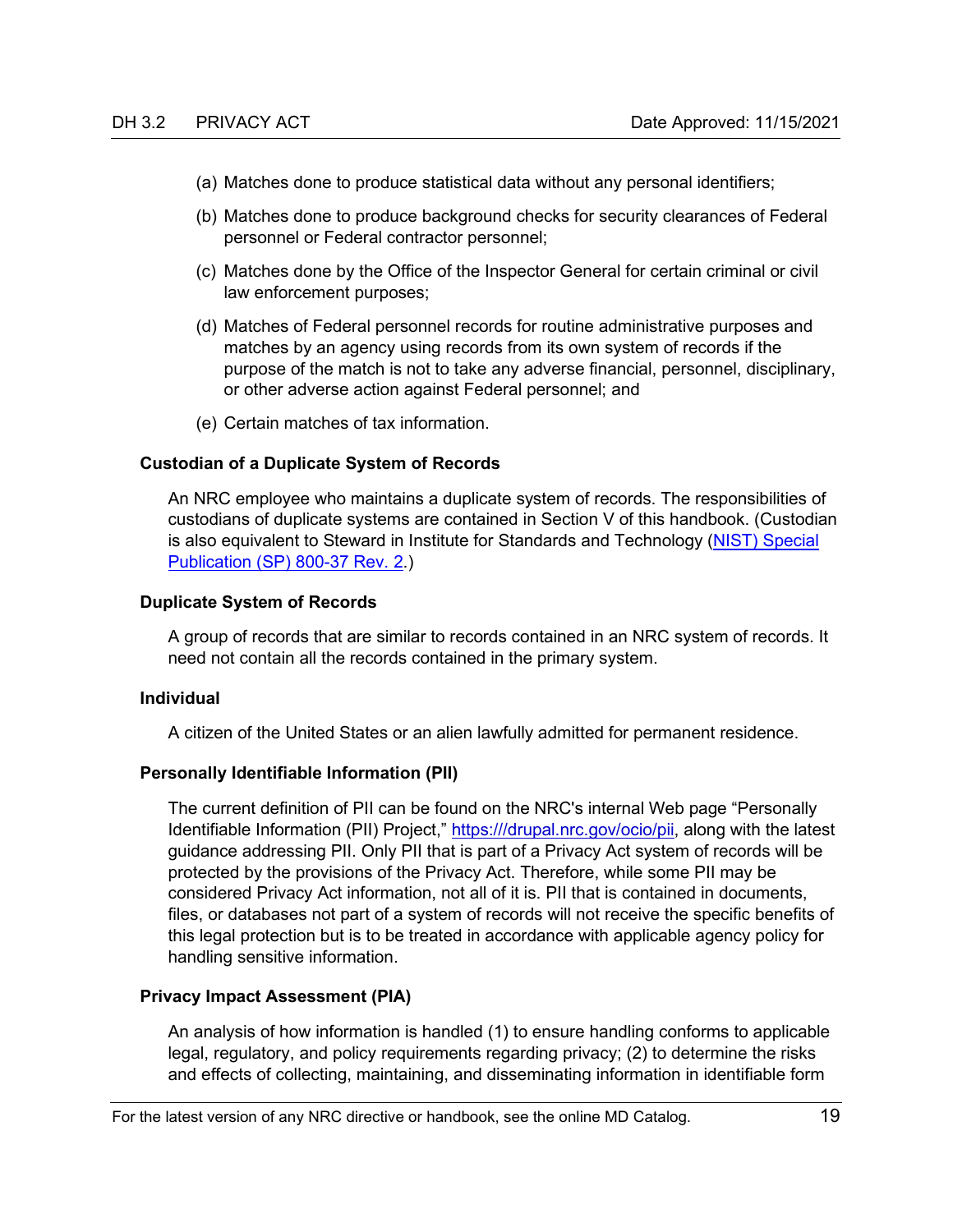(a) Matches done to produce statistical data without any personal identifiers;

(b) Matches done to produce background checks for security clearances of Federal personnel or Federal contractor personnel;

(c) Matches done by the Office of the Inspector General for certain criminal or civil law enforcement purposes;

(d) Matches of Federal personnel records for routine administrative purposes and matches by an agency using records from its own system of records if the purpose of the match is not to take any adverse financial, personnel, disciplinary, or other adverse action against Federal personnel; and

(e) Certain matches of tax information.

**Custodian of a Duplicate System of Records**

An NRC employee who maintains a duplicate system of records. The responsibilities of custodians of duplicate systems are contained in Section V of this handbook. (Custodian is also equivalent to Steward in Institute for Standards and Technology (NIST) Special Publication (SP) 800-37 Rev. 2.)

**Duplicate System of Records**

A group of records that are similar to records contained in an NRC system of records. It need not contain all the records contained in the primary system.

**Individual**

A citizen of the United States or an alien lawfully admitted for permanent residence.

**Personally Identifiable Information (PII)**

The current definition of PII can be found on the NRC's internal Web page "Personally Identifiable Information (PII) Project," https:///drupal.nrc.gov/ocio/pii, along with the latest guidance addressing PII. Only PII that is part of a Privacy Act system of records will be protected by the provisions of the Privacy Act. Therefore, while some PII may be considered Privacy Act information, not all of it is. PII that is contained in documents, files, or databases not part of a system of records will not receive the specific benefits of this legal protection but is to be treated in accordance with applicable agency policy for handling sensitive information.

**Privacy Impact Assessment (PIA)**

An analysis of how information is handled (1) to ensure handling conforms to applicable legal, regulatory, and policy requirements regarding privacy; (2) to determine the risks and effects of collecting, maintaining, and disseminating information in identifiable form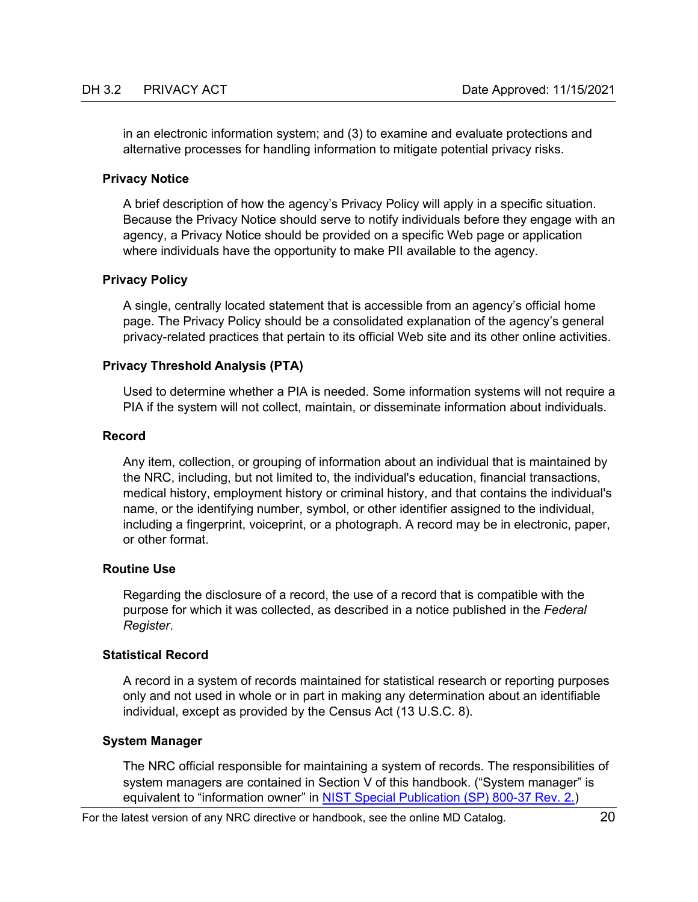in an electronic information system; and (3) to examine and evaluate protections and alternative processes for handling information to mitigate potential privacy risks.

**Privacy Notice**

A brief description of how the agency's Privacy Policy will apply in a specific situation. Because the Privacy Notice should serve to notify individuals before they engage with an agency, a Privacy Notice should be provided on a specific Web page or application where individuals have the opportunity to make PII available to the agency.

**Privacy Policy**

A single, centrally located statement that is accessible from an agency's official home page. The Privacy Policy should be a consolidated explanation of the agency's general privacy-related practices that pertain to its official Web site and its other online activities.

**Privacy Threshold Analysis (PTA)**

Used to determine whether a PIA is needed. Some information systems will not require a PIA if the system will not collect, maintain, or disseminate information about individuals.

**Record**

Any item, collection, or grouping of information about an individual that is maintained by the NRC, including, but not limited to, the individual's education, financial transactions, medical history, employment history or criminal history, and that contains the individual's name, or the identifying number, symbol, or other identifier assigned to the individual, including a fingerprint, voiceprint, or a photograph. A record may be in electronic, paper, or other format.

**Routine Use**

Regarding the disclosure of a record, the use of a record that is compatible with the purpose for which it was collected, as described in a notice published in the *Federal Register*.

**Statistical Record**

A record in a system of records maintained for statistical research or reporting purposes only and not used in whole or in part in making any determination about an identifiable individual, except as provided by the Census Act (13 U.S.C. 8).

**System Manager**

The NRC official responsible for maintaining a system of records. The responsibilities of system managers are contained in Section V of this handbook. ("System manager" is equivalent to "information owner" in [NIST Special Publication (SP) 800-37 Rev. 2.](#))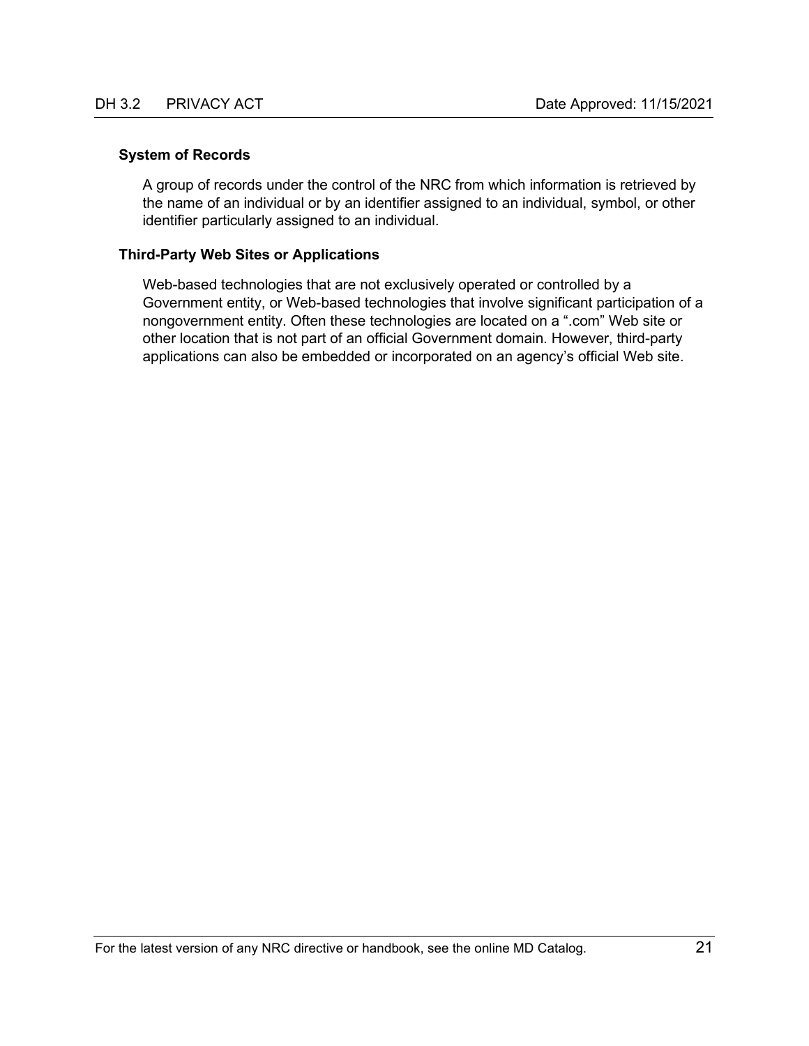**System of Records**

A group of records under the control of the NRC from which information is retrieved by the name of an individual or by an identifier assigned to an individual, symbol, or other identifier particularly assigned to an individual.

**Third-Party Web Sites or Applications**

Web-based technologies that are not exclusively operated or controlled by a Government entity, or Web-based technologies that involve significant participation of a nongovernment entity. Often these technologies are located on a ".com" Web site or other location that is not part of an official Government domain. However, third-party applications can also be embedded or incorporated on an agency's official Web site.